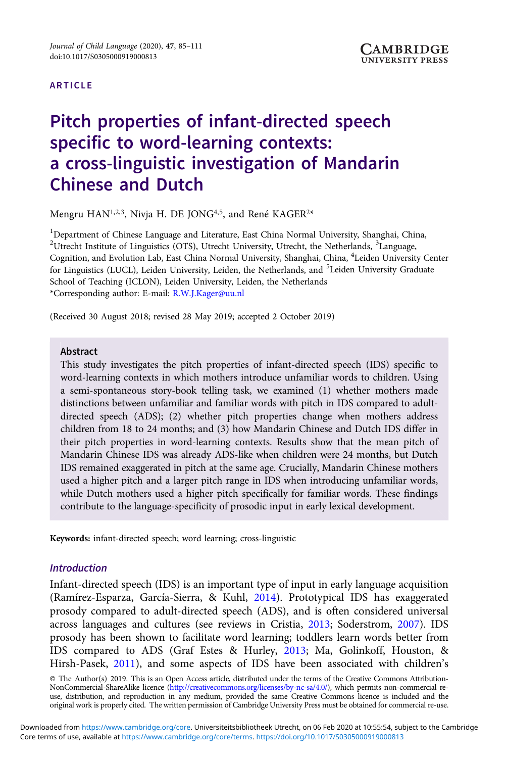ARTICLE

# Pitch properties of infant-directed speech specific to word-learning contexts: a cross-linguistic investigation of Mandarin Chinese and Dutch

Mengru HAN[1,2,3], Nivja H. DE JONG[4,5], and René KAGER[2]*

[1]Department of Chinese Language and Literature, East China Normal University, Shanghai, China, [2]Utrecht Institute of Linguistics (OTS), Utrecht University, Utrecht, the Netherlands, [3]Language, Cognition, and Evolution Lab, East China Normal University, Shanghai, China, [4]Leiden University Center for Linguistics (LUCL), Leiden University, Leiden, the Netherlands, and [5]Leiden University Graduate School of Teaching (ICLON), Leiden University, Leiden, the Netherlands
*Corresponding author: E-mail: R.W.J.Kager@uu.nl

(Received 30 August 2018; revised 28 May 2019; accepted 2 October 2019)

## Abstract

This study investigates the pitch properties of infant-directed speech (IDS) specific to word-learning contexts in which mothers introduce unfamiliar words to children. Using a semi-spontaneous story-book telling task, we examined (1) whether mothers made distinctions between unfamiliar and familiar words with pitch in IDS compared to adult-directed speech (ADS); (2) whether pitch properties change when mothers address children from 18 to 24 months; and (3) how Mandarin Chinese and Dutch IDS differ in their pitch properties in word-learning contexts. Results show that the mean pitch of Mandarin Chinese IDS was already ADS-like when children were 24 months, but Dutch IDS remained exaggerated in pitch at the same age. Crucially, Mandarin Chinese mothers used a higher pitch and a larger pitch range in IDS when introducing unfamiliar words, while Dutch mothers used a higher pitch specifically for familiar words. These findings contribute to the language-specificity of prosodic input in early lexical development.

**Keywords:** infant-directed speech; word learning; cross-linguistic

## Introduction

Infant-directed speech (IDS) is an important type of input in early language acquisition (Ramírez-Esparza, García-Sierra, & Kuhl, 2014). Prototypical IDS has exaggerated prosody compared to adult-directed speech (ADS), and is often considered universal across languages and cultures (see reviews in Cristia, 2013; Soderstrom, 2007). IDS prosody has been shown to facilitate word learning; toddlers learn words better from IDS compared to ADS (Graf Estes & Hurley, 2013; Ma, Golinkoff, Houston, & Hirsh-Pasek, 2011), and some aspects of IDS have been associated with children's

© The Author(s) 2019. This is an Open Access article, distributed under the terms of the Creative Commons Attribution-NonCommercial-ShareAlike licence (http://creativecommons.org/licenses/by-nc-sa/4.0/), which permits non-commercial re-use, distribution, and reproduction in any medium, provided the same Creative Commons licence is included and the original work is properly cited. The written permission of Cambridge University Press must be obtained for commercial re-use.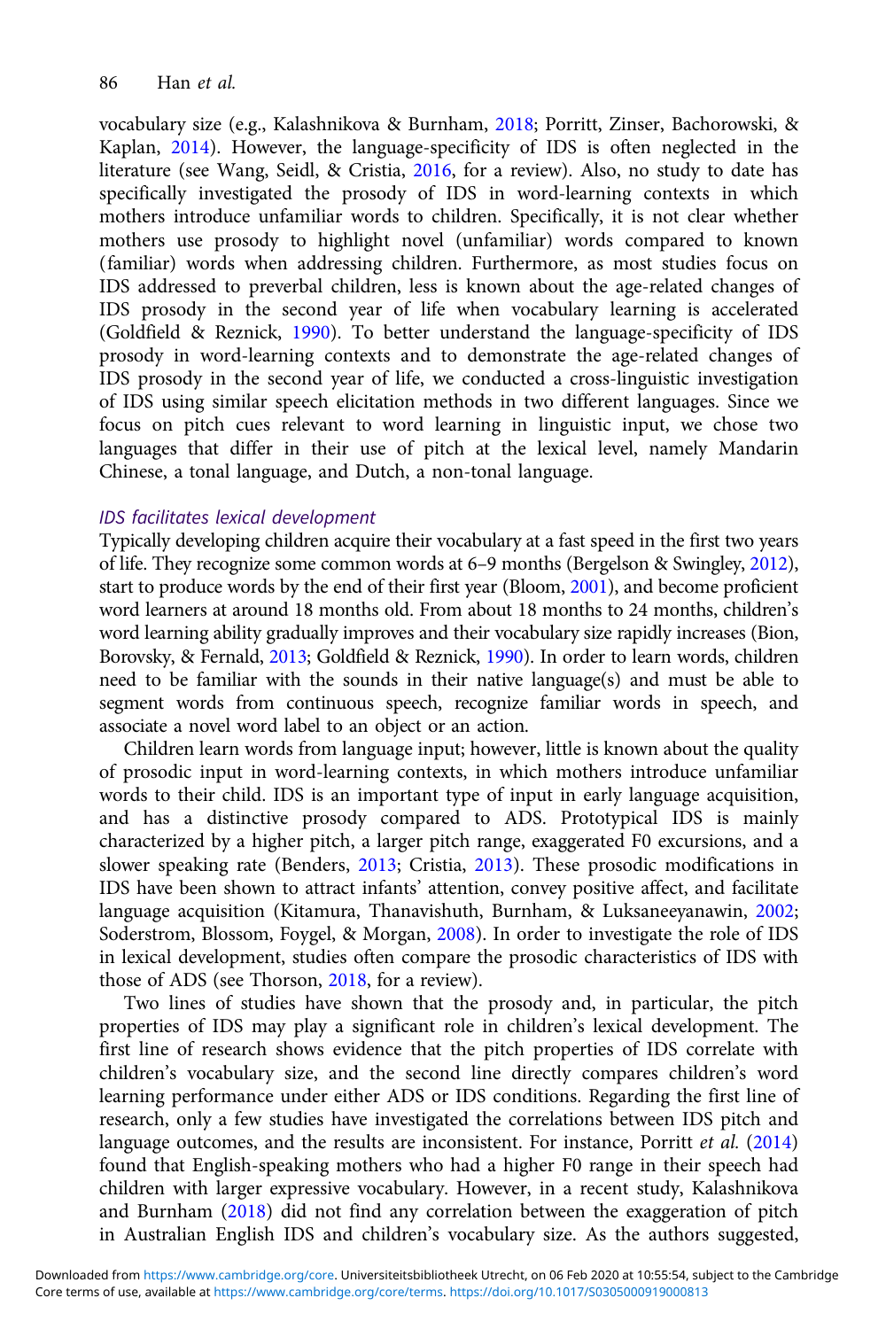vocabulary size (e.g., Kalashnikova & Burnham, 2018; Porritt, Zinser, Bachorowski, & Kaplan, 2014). However, the language-specificity of IDS is often neglected in the literature (see Wang, Seidl, & Cristia, 2016, for a review). Also, no study to date has specifically investigated the prosody of IDS in word-learning contexts in which mothers introduce unfamiliar words to children. Specifically, it is not clear whether mothers use prosody to highlight novel (unfamiliar) words compared to known (familiar) words when addressing children. Furthermore, as most studies focus on IDS addressed to preverbal children, less is known about the age-related changes of IDS prosody in the second year of life when vocabulary learning is accelerated (Goldfield & Reznick, 1990). To better understand the language-specificity of IDS prosody in word-learning contexts and to demonstrate the age-related changes of IDS prosody in the second year of life, we conducted a cross-linguistic investigation of IDS using similar speech elicitation methods in two different languages. Since we focus on pitch cues relevant to word learning in linguistic input, we chose two languages that differ in their use of pitch at the lexical level, namely Mandarin Chinese, a tonal language, and Dutch, a non-tonal language.

### *IDS facilitates lexical development*

Typically developing children acquire their vocabulary at a fast speed in the first two years of life. They recognize some common words at 6–9 months (Bergelson & Swingley, 2012), start to produce words by the end of their first year (Bloom, 2001), and become proficient word learners at around 18 months old. From about 18 months to 24 months, children's word learning ability gradually improves and their vocabulary size rapidly increases (Bion, Borovsky, & Fernald, 2013; Goldfield & Reznick, 1990). In order to learn words, children need to be familiar with the sounds in their native language(s) and must be able to segment words from continuous speech, recognize familiar words in speech, and associate a novel word label to an object or an action.

Children learn words from language input; however, little is known about the quality of prosodic input in word-learning contexts, in which mothers introduce unfamiliar words to their child. IDS is an important type of input in early language acquisition, and has a distinctive prosody compared to ADS. Prototypical IDS is mainly characterized by a higher pitch, a larger pitch range, exaggerated F0 excursions, and a slower speaking rate (Benders, 2013; Cristia, 2013). These prosodic modifications in IDS have been shown to attract infants' attention, convey positive affect, and facilitate language acquisition (Kitamura, Thanavishuth, Burnham, & Luksaneeyanawin, 2002; Soderstrom, Blossom, Foygel, & Morgan, 2008). In order to investigate the role of IDS in lexical development, studies often compare the prosodic characteristics of IDS with those of ADS (see Thorson, 2018, for a review).

Two lines of studies have shown that the prosody and, in particular, the pitch properties of IDS may play a significant role in children's lexical development. The first line of research shows evidence that the pitch properties of IDS correlate with children's vocabulary size, and the second line directly compares children's word learning performance under either ADS or IDS conditions. Regarding the first line of research, only a few studies have investigated the correlations between IDS pitch and language outcomes, and the results are inconsistent. For instance, Porritt *et al.* (2014) found that English-speaking mothers who had a higher F0 range in their speech had children with larger expressive vocabulary. However, in a recent study, Kalashnikova and Burnham (2018) did not find any correlation between the exaggeration of pitch in Australian English IDS and children's vocabulary size. As the authors suggested,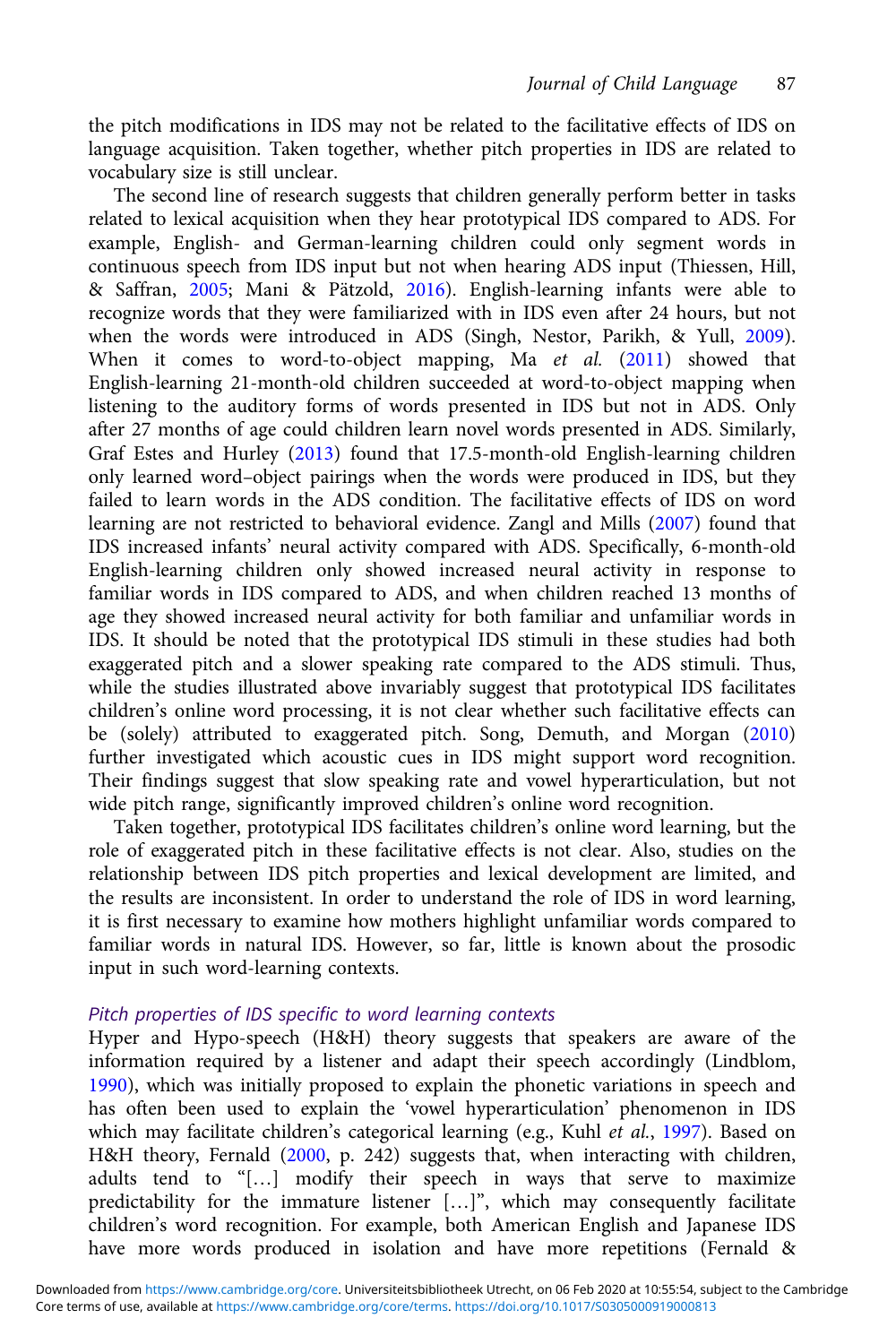the pitch modifications in IDS may not be related to the facilitative effects of IDS on language acquisition. Taken together, whether pitch properties in IDS are related to vocabulary size is still unclear.

The second line of research suggests that children generally perform better in tasks related to lexical acquisition when they hear prototypical IDS compared to ADS. For example, English- and German-learning children could only segment words in continuous speech from IDS input but not when hearing ADS input (Thiessen, Hill, & Saffran, 2005; Mani & Pätzold, 2016). English-learning infants were able to recognize words that they were familiarized with in IDS even after 24 hours, but not when the words were introduced in ADS (Singh, Nestor, Parikh, & Yull, 2009). When it comes to word-to-object mapping, Ma *et al.* (2011) showed that English-learning 21-month-old children succeeded at word-to-object mapping when listening to the auditory forms of words presented in IDS but not in ADS. Only after 27 months of age could children learn novel words presented in ADS. Similarly, Graf Estes and Hurley (2013) found that 17.5-month-old English-learning children only learned word–object pairings when the words were produced in IDS, but they failed to learn words in the ADS condition. The facilitative effects of IDS on word learning are not restricted to behavioral evidence. Zangl and Mills (2007) found that IDS increased infants' neural activity compared with ADS. Specifically, 6-month-old English-learning children only showed increased neural activity in response to familiar words in IDS compared to ADS, and when children reached 13 months of age they showed increased neural activity for both familiar and unfamiliar words in IDS. It should be noted that the prototypical IDS stimuli in these studies had both exaggerated pitch and a slower speaking rate compared to the ADS stimuli. Thus, while the studies illustrated above invariably suggest that prototypical IDS facilitates children's online word processing, it is not clear whether such facilitative effects can be (solely) attributed to exaggerated pitch. Song, Demuth, and Morgan (2010) further investigated which acoustic cues in IDS might support word recognition. Their findings suggest that slow speaking rate and vowel hyperarticulation, but not wide pitch range, significantly improved children's online word recognition.

Taken together, prototypical IDS facilitates children's online word learning, but the role of exaggerated pitch in these facilitative effects is not clear. Also, studies on the relationship between IDS pitch properties and lexical development are limited, and the results are inconsistent. In order to understand the role of IDS in word learning, it is first necessary to examine how mothers highlight unfamiliar words compared to familiar words in natural IDS. However, so far, little is known about the prosodic input in such word-learning contexts.

### *Pitch properties of IDS specific to word learning contexts*

Hyper and Hypo-speech (H&H) theory suggests that speakers are aware of the information required by a listener and adapt their speech accordingly (Lindblom, 1990), which was initially proposed to explain the phonetic variations in speech and has often been used to explain the 'vowel hyperarticulation' phenomenon in IDS which may facilitate children's categorical learning (e.g., Kuhl *et al.*, 1997). Based on H&H theory, Fernald (2000, p. 242) suggests that, when interacting with children, adults tend to "[…] modify their speech in ways that serve to maximize predictability for the immature listener […]", which may consequently facilitate children's word recognition. For example, both American English and Japanese IDS have more words produced in isolation and have more repetitions (Fernald &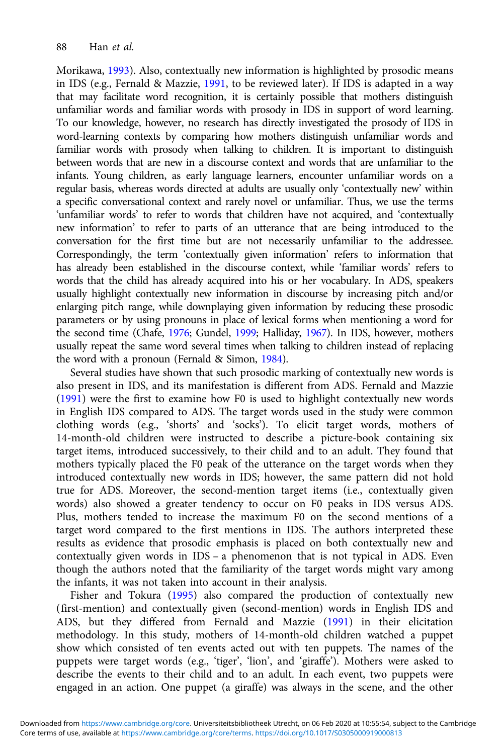Morikawa, 1993). Also, contextually new information is highlighted by prosodic means in IDS (e.g., Fernald & Mazzie, 1991, to be reviewed later). If IDS is adapted in a way that may facilitate word recognition, it is certainly possible that mothers distinguish unfamiliar words and familiar words with prosody in IDS in support of word learning. To our knowledge, however, no research has directly investigated the prosody of IDS in word-learning contexts by comparing how mothers distinguish unfamiliar words and familiar words with prosody when talking to children. It is important to distinguish between words that are new in a discourse context and words that are unfamiliar to the infants. Young children, as early language learners, encounter unfamiliar words on a regular basis, whereas words directed at adults are usually only 'contextually new' within a specific conversational context and rarely novel or unfamiliar. Thus, we use the terms 'unfamiliar words' to refer to words that children have not acquired, and 'contextually new information' to refer to parts of an utterance that are being introduced to the conversation for the first time but are not necessarily unfamiliar to the addressee. Correspondingly, the term 'contextually given information' refers to information that has already been established in the discourse context, while 'familiar words' refers to words that the child has already acquired into his or her vocabulary. In ADS, speakers usually highlight contextually new information in discourse by increasing pitch and/or enlarging pitch range, while downplaying given information by reducing these prosodic parameters or by using pronouns in place of lexical forms when mentioning a word for the second time (Chafe, 1976; Gundel, 1999; Halliday, 1967). In IDS, however, mothers usually repeat the same word several times when talking to children instead of replacing the word with a pronoun (Fernald & Simon, 1984).

Several studies have shown that such prosodic marking of contextually new words is also present in IDS, and its manifestation is different from ADS. Fernald and Mazzie (1991) were the first to examine how F0 is used to highlight contextually new words in English IDS compared to ADS. The target words used in the study were common clothing words (e.g., 'shorts' and 'socks'). To elicit target words, mothers of 14-month-old children were instructed to describe a picture-book containing six target items, introduced successively, to their child and to an adult. They found that mothers typically placed the F0 peak of the utterance on the target words when they introduced contextually new words in IDS; however, the same pattern did not hold true for ADS. Moreover, the second-mention target items (i.e., contextually given words) also showed a greater tendency to occur on F0 peaks in IDS versus ADS. Plus, mothers tended to increase the maximum F0 on the second mentions of a target word compared to the first mentions in IDS. The authors interpreted these results as evidence that prosodic emphasis is placed on both contextually new and contextually given words in IDS – a phenomenon that is not typical in ADS. Even though the authors noted that the familiarity of the target words might vary among the infants, it was not taken into account in their analysis.

Fisher and Tokura (1995) also compared the production of contextually new (first-mention) and contextually given (second-mention) words in English IDS and ADS, but they differed from Fernald and Mazzie (1991) in their elicitation methodology. In this study, mothers of 14-month-old children watched a puppet show which consisted of ten events acted out with ten puppets. The names of the puppets were target words (e.g., 'tiger', 'lion', and 'giraffe'). Mothers were asked to describe the events to their child and to an adult. In each event, two puppets were engaged in an action. One puppet (a giraffe) was always in the scene, and the other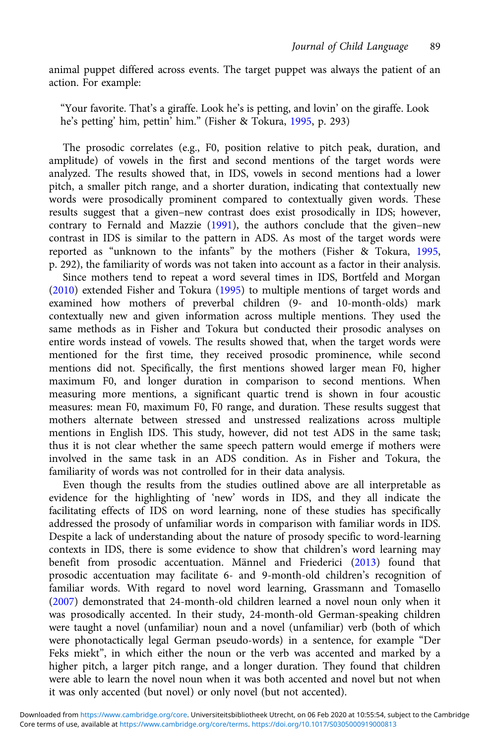animal puppet differed across events. The target puppet was always the patient of an action. For example:

> "Your favorite. That's a giraffe. Look he's is petting, and lovin' on the giraffe. Look he's petting' him, pettin' him." (Fisher & Tokura, 1995, p. 293)

The prosodic correlates (e.g., F0, position relative to pitch peak, duration, and amplitude) of vowels in the first and second mentions of the target words were analyzed. The results showed that, in IDS, vowels in second mentions had a lower pitch, a smaller pitch range, and a shorter duration, indicating that contextually new words were prosodically prominent compared to contextually given words. These results suggest that a given–new contrast does exist prosodically in IDS; however, contrary to Fernald and Mazzie (1991), the authors conclude that the given–new contrast in IDS is similar to the pattern in ADS. As most of the target words were reported as "unknown to the infants" by the mothers (Fisher & Tokura, 1995, p. 292), the familiarity of words was not taken into account as a factor in their analysis.

Since mothers tend to repeat a word several times in IDS, Bortfeld and Morgan (2010) extended Fisher and Tokura (1995) to multiple mentions of target words and examined how mothers of preverbal children (9- and 10-month-olds) mark contextually new and given information across multiple mentions. They used the same methods as in Fisher and Tokura but conducted their prosodic analyses on entire words instead of vowels. The results showed that, when the target words were mentioned for the first time, they received prosodic prominence, while second mentions did not. Specifically, the first mentions showed larger mean F0, higher maximum F0, and longer duration in comparison to second mentions. When measuring more mentions, a significant quartic trend is shown in four acoustic measures: mean F0, maximum F0, F0 range, and duration. These results suggest that mothers alternate between stressed and unstressed realizations across multiple mentions in English IDS. This study, however, did not test ADS in the same task; thus it is not clear whether the same speech pattern would emerge if mothers were involved in the same task in an ADS condition. As in Fisher and Tokura, the familiarity of words was not controlled for in their data analysis.

Even though the results from the studies outlined above are all interpretable as evidence for the highlighting of 'new' words in IDS, and they all indicate the facilitating effects of IDS on word learning, none of these studies has specifically addressed the prosody of unfamiliar words in comparison with familiar words in IDS. Despite a lack of understanding about the nature of prosody specific to word-learning contexts in IDS, there is some evidence to show that children's word learning may benefit from prosodic accentuation. Männel and Friederici (2013) found that prosodic accentuation may facilitate 6- and 9-month-old children's recognition of familiar words. With regard to novel word learning, Grassmann and Tomasello (2007) demonstrated that 24-month-old children learned a novel noun only when it was prosodically accented. In their study, 24-month-old German-speaking children were taught a novel (unfamiliar) noun and a novel (unfamiliar) verb (both of which were phonotactically legal German pseudo-words) in a sentence, for example "Der Feks miekt", in which either the noun or the verb was accented and marked by a higher pitch, a larger pitch range, and a longer duration. They found that children were able to learn the novel noun when it was both accented and novel but not when it was only accented (but novel) or only novel (but not accented).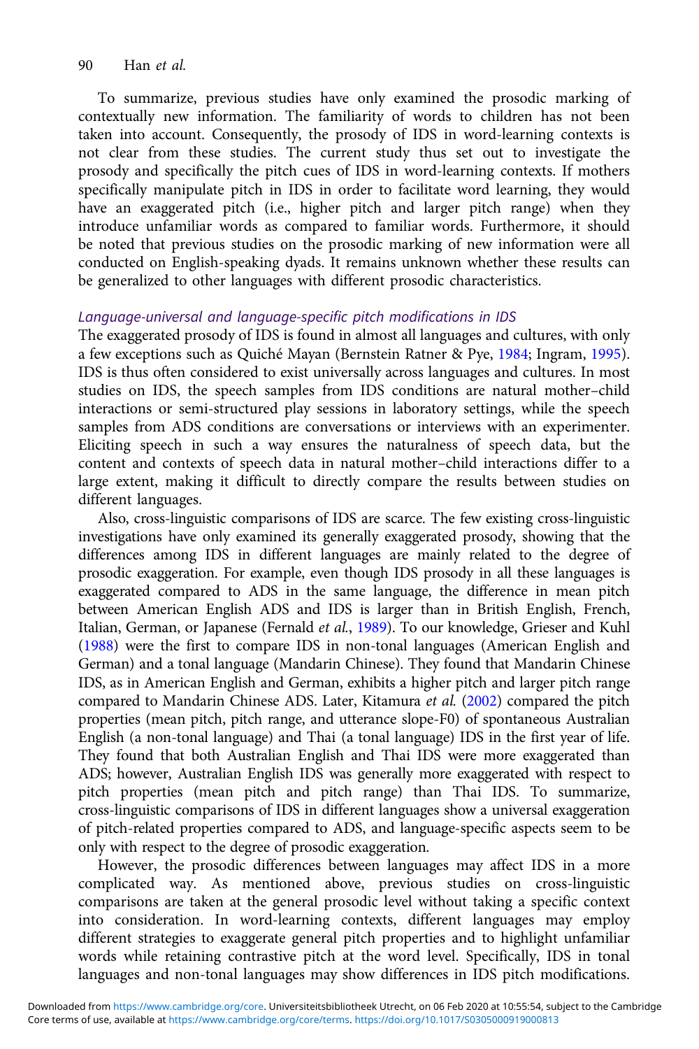To summarize, previous studies have only examined the prosodic marking of contextually new information. The familiarity of words to children has not been taken into account. Consequently, the prosody of IDS in word-learning contexts is not clear from these studies. The current study thus set out to investigate the prosody and specifically the pitch cues of IDS in word-learning contexts. If mothers specifically manipulate pitch in IDS in order to facilitate word learning, they would have an exaggerated pitch (i.e., higher pitch and larger pitch range) when they introduce unfamiliar words as compared to familiar words. Furthermore, it should be noted that previous studies on the prosodic marking of new information were all conducted on English-speaking dyads. It remains unknown whether these results can be generalized to other languages with different prosodic characteristics.

### *Language-universal and language-specific pitch modifications in IDS*

The exaggerated prosody of IDS is found in almost all languages and cultures, with only a few exceptions such as Quiché Mayan (Bernstein Ratner & Pye, 1984; Ingram, 1995). IDS is thus often considered to exist universally across languages and cultures. In most studies on IDS, the speech samples from IDS conditions are natural mother–child interactions or semi-structured play sessions in laboratory settings, while the speech samples from ADS conditions are conversations or interviews with an experimenter. Eliciting speech in such a way ensures the naturalness of speech data, but the content and contexts of speech data in natural mother–child interactions differ to a large extent, making it difficult to directly compare the results between studies on different languages.

Also, cross-linguistic comparisons of IDS are scarce. The few existing cross-linguistic investigations have only examined its generally exaggerated prosody, showing that the differences among IDS in different languages are mainly related to the degree of prosodic exaggeration. For example, even though IDS prosody in all these languages is exaggerated compared to ADS in the same language, the difference in mean pitch between American English ADS and IDS is larger than in British English, French, Italian, German, or Japanese (Fernald *et al.*, 1989). To our knowledge, Grieser and Kuhl (1988) were the first to compare IDS in non-tonal languages (American English and German) and a tonal language (Mandarin Chinese). They found that Mandarin Chinese IDS, as in American English and German, exhibits a higher pitch and larger pitch range compared to Mandarin Chinese ADS. Later, Kitamura *et al.* (2002) compared the pitch properties (mean pitch, pitch range, and utterance slope-F0) of spontaneous Australian English (a non-tonal language) and Thai (a tonal language) IDS in the first year of life. They found that both Australian English and Thai IDS were more exaggerated than ADS; however, Australian English IDS was generally more exaggerated with respect to pitch properties (mean pitch and pitch range) than Thai IDS. To summarize, cross-linguistic comparisons of IDS in different languages show a universal exaggeration of pitch-related properties compared to ADS, and language-specific aspects seem to be only with respect to the degree of prosodic exaggeration.

However, the prosodic differences between languages may affect IDS in a more complicated way. As mentioned above, previous studies on cross-linguistic comparisons are taken at the general prosodic level without taking a specific context into consideration. In word-learning contexts, different languages may employ different strategies to exaggerate general pitch properties and to highlight unfamiliar words while retaining contrastive pitch at the word level. Specifically, IDS in tonal languages and non-tonal languages may show differences in IDS pitch modifications.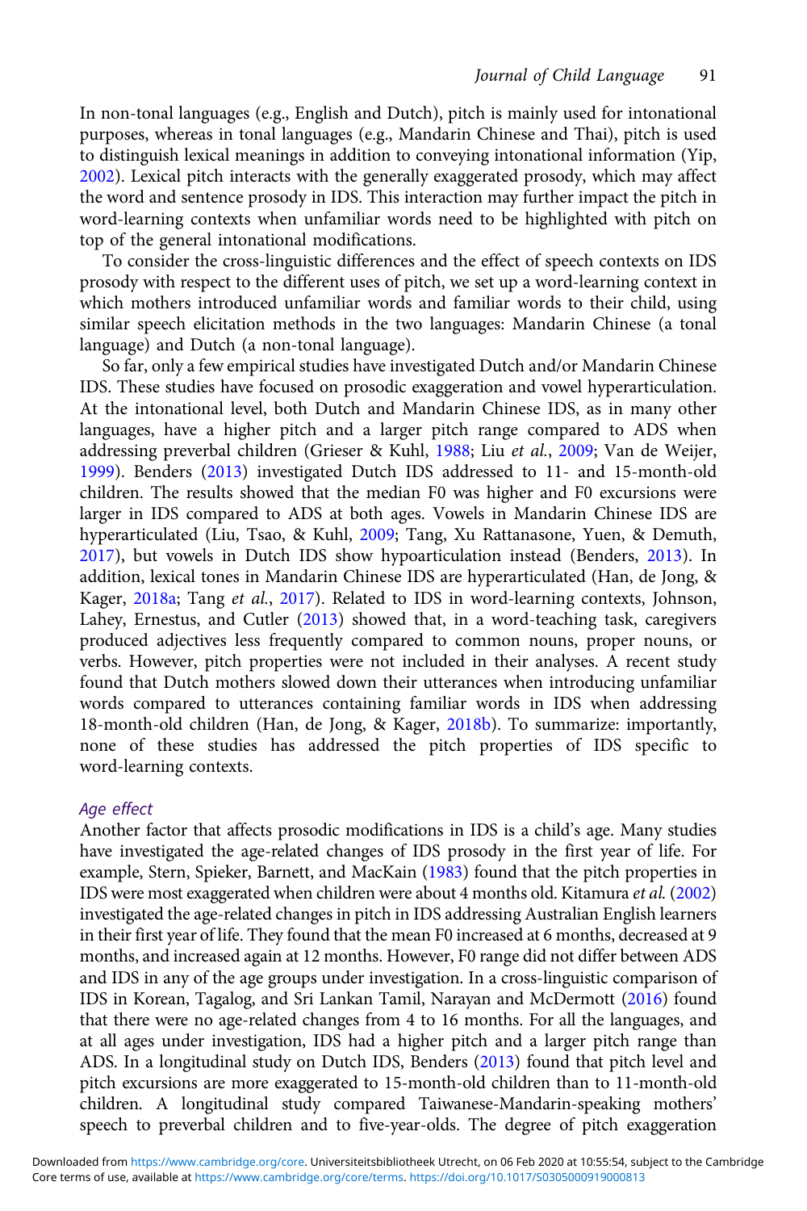In non-tonal languages (e.g., English and Dutch), pitch is mainly used for intonational purposes, whereas in tonal languages (e.g., Mandarin Chinese and Thai), pitch is used to distinguish lexical meanings in addition to conveying intonational information (Yip, 2002). Lexical pitch interacts with the generally exaggerated prosody, which may affect the word and sentence prosody in IDS. This interaction may further impact the pitch in word-learning contexts when unfamiliar words need to be highlighted with pitch on top of the general intonational modifications.

To consider the cross-linguistic differences and the effect of speech contexts on IDS prosody with respect to the different uses of pitch, we set up a word-learning context in which mothers introduced unfamiliar words and familiar words to their child, using similar speech elicitation methods in the two languages: Mandarin Chinese (a tonal language) and Dutch (a non-tonal language).

So far, only a few empirical studies have investigated Dutch and/or Mandarin Chinese IDS. These studies have focused on prosodic exaggeration and vowel hyperarticulation. At the intonational level, both Dutch and Mandarin Chinese IDS, as in many other languages, have a higher pitch and a larger pitch range compared to ADS when addressing preverbal children (Grieser & Kuhl, 1988; Liu *et al.*, 2009; Van de Weijer, 1999). Benders (2013) investigated Dutch IDS addressed to 11- and 15-month-old children. The results showed that the median F0 was higher and F0 excursions were larger in IDS compared to ADS at both ages. Vowels in Mandarin Chinese IDS are hyperarticulated (Liu, Tsao, & Kuhl, 2009; Tang, Xu Rattanasone, Yuen, & Demuth, 2017), but vowels in Dutch IDS show hypoarticulation instead (Benders, 2013). In addition, lexical tones in Mandarin Chinese IDS are hyperarticulated (Han, de Jong, & Kager, 2018a; Tang *et al.*, 2017). Related to IDS in word-learning contexts, Johnson, Lahey, Ernestus, and Cutler (2013) showed that, in a word-teaching task, caregivers produced adjectives less frequently compared to common nouns, proper nouns, or verbs. However, pitch properties were not included in their analyses. A recent study found that Dutch mothers slowed down their utterances when introducing unfamiliar words compared to utterances containing familiar words in IDS when addressing 18-month-old children (Han, de Jong, & Kager, 2018b). To summarize: importantly, none of these studies has addressed the pitch properties of IDS specific to word-learning contexts.

### *Age effect*

Another factor that affects prosodic modifications in IDS is a child's age. Many studies have investigated the age-related changes of IDS prosody in the first year of life. For example, Stern, Spieker, Barnett, and MacKain (1983) found that the pitch properties in IDS were most exaggerated when children were about 4 months old. Kitamura *et al.* (2002) investigated the age-related changes in pitch in IDS addressing Australian English learners in their first year of life. They found that the mean F0 increased at 6 months, decreased at 9 months, and increased again at 12 months. However, F0 range did not differ between ADS and IDS in any of the age groups under investigation. In a cross-linguistic comparison of IDS in Korean, Tagalog, and Sri Lankan Tamil, Narayan and McDermott (2016) found that there were no age-related changes from 4 to 16 months. For all the languages, and at all ages under investigation, IDS had a higher pitch and a larger pitch range than ADS. In a longitudinal study on Dutch IDS, Benders (2013) found that pitch level and pitch excursions are more exaggerated to 15-month-old children than to 11-month-old children. A longitudinal study compared Taiwanese-Mandarin-speaking mothers' speech to preverbal children and to five-year-olds. The degree of pitch exaggeration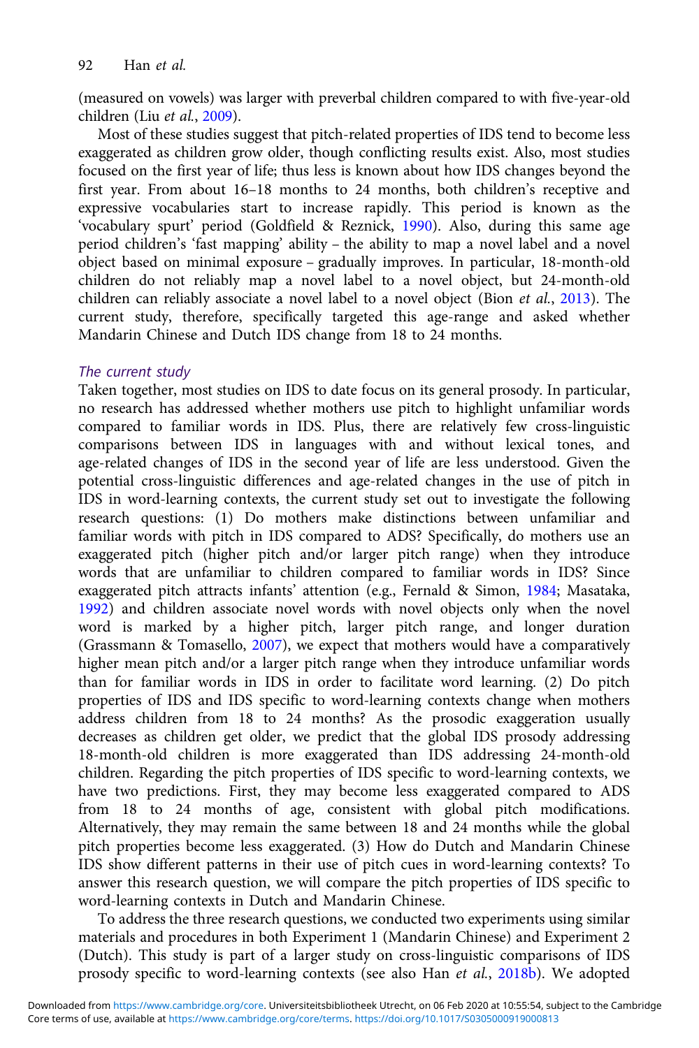(measured on vowels) was larger with preverbal children compared to with five-year-old children (Liu *et al.*, 2009).

Most of these studies suggest that pitch-related properties of IDS tend to become less exaggerated as children grow older, though conflicting results exist. Also, most studies focused on the first year of life; thus less is known about how IDS changes beyond the first year. From about 16–18 months to 24 months, both children's receptive and expressive vocabularies start to increase rapidly. This period is known as the 'vocabulary spurt' period (Goldfield & Reznick, 1990). Also, during this same age period children's 'fast mapping' ability – the ability to map a novel label and a novel object based on minimal exposure – gradually improves. In particular, 18-month-old children do not reliably map a novel label to a novel object, but 24-month-old children can reliably associate a novel label to a novel object (Bion *et al.*, 2013). The current study, therefore, specifically targeted this age-range and asked whether Mandarin Chinese and Dutch IDS change from 18 to 24 months.

### *The current study*

Taken together, most studies on IDS to date focus on its general prosody. In particular, no research has addressed whether mothers use pitch to highlight unfamiliar words compared to familiar words in IDS. Plus, there are relatively few cross-linguistic comparisons between IDS in languages with and without lexical tones, and age-related changes of IDS in the second year of life are less understood. Given the potential cross-linguistic differences and age-related changes in the use of pitch in IDS in word-learning contexts, the current study set out to investigate the following research questions: (1) Do mothers make distinctions between unfamiliar and familiar words with pitch in IDS compared to ADS? Specifically, do mothers use an exaggerated pitch (higher pitch and/or larger pitch range) when they introduce words that are unfamiliar to children compared to familiar words in IDS? Since exaggerated pitch attracts infants' attention (e.g., Fernald & Simon, 1984; Masataka, 1992) and children associate novel words with novel objects only when the novel word is marked by a higher pitch, larger pitch range, and longer duration (Grassmann & Tomasello, 2007), we expect that mothers would have a comparatively higher mean pitch and/or a larger pitch range when they introduce unfamiliar words than for familiar words in IDS in order to facilitate word learning. (2) Do pitch properties of IDS and IDS specific to word-learning contexts change when mothers address children from 18 to 24 months? As the prosodic exaggeration usually decreases as children get older, we predict that the global IDS prosody addressing 18-month-old children is more exaggerated than IDS addressing 24-month-old children. Regarding the pitch properties of IDS specific to word-learning contexts, we have two predictions. First, they may become less exaggerated compared to ADS from 18 to 24 months of age, consistent with global pitch modifications. Alternatively, they may remain the same between 18 and 24 months while the global pitch properties become less exaggerated. (3) How do Dutch and Mandarin Chinese IDS show different patterns in their use of pitch cues in word-learning contexts? To answer this research question, we will compare the pitch properties of IDS specific to word-learning contexts in Dutch and Mandarin Chinese.

To address the three research questions, we conducted two experiments using similar materials and procedures in both Experiment 1 (Mandarin Chinese) and Experiment 2 (Dutch). This study is part of a larger study on cross-linguistic comparisons of IDS prosody specific to word-learning contexts (see also Han *et al.*, 2018b). We adopted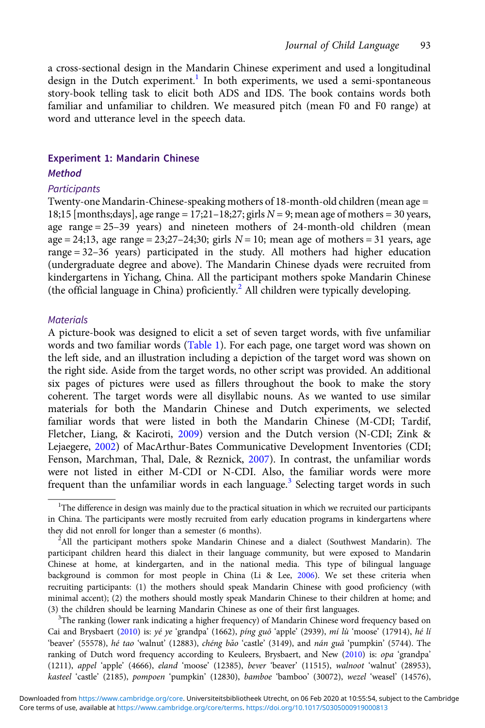a cross-sectional design in the Mandarin Chinese experiment and used a longitudinal design in the Dutch experiment.[1] In both experiments, we used a semi-spontaneous story-book telling task to elicit both ADS and IDS. The book contains words both familiar and unfamiliar to children. We measured pitch (mean F0 and F0 range) at word and utterance level in the speech data.

## Experiment 1: Mandarin Chinese

### Method

#### Participants

Twenty-one Mandarin-Chinese-speaking mothers of 18-month-old children (mean age = 18;15 [months;days], age range = 17;21–18;27; girls $N = 9$; mean age of mothers = 30 years, age range = 25–39 years) and nineteen mothers of 24-month-old children (mean age = 24;13, age range = 23;27–24;30; girls $N = 10$; mean age of mothers = 31 years, age range = 32–36 years) participated in the study. All mothers had higher education (undergraduate degree and above). The Mandarin Chinese dyads were recruited from kindergartens in Yichang, China. All the participant mothers spoke Mandarin Chinese (the official language in China) proficiently.[2] All children were typically developing.

#### Materials

A picture-book was designed to elicit a set of seven target words, with five unfamiliar words and two familiar words (Table 1). For each page, one target word was shown on the left side, and an illustration including a depiction of the target word was shown on the right side. Aside from the target words, no other script was provided. An additional six pages of pictures were used as fillers throughout the book to make the story coherent. The target words were all disyllabic nouns. As we wanted to use similar materials for both the Mandarin Chinese and Dutch experiments, we selected familiar words that were listed in both the Mandarin Chinese (M-CDI; Tardif, Fletcher, Liang, & Kaciroti, 2009) version and the Dutch version (N-CDI; Zink & Lejaegere, 2002) of MacArthur-Bates Communicative Development Inventories (CDI; Fenson, Marchman, Thal, Dale, & Reznick, 2007). In contrast, the unfamiliar words were not listed in either M-CDI or N-CDI. Also, the familiar words were more frequent than the unfamiliar words in each language.[3] Selecting target words in such

---

[1] The difference in design was mainly due to the practical situation in which we recruited our participants in China. The participants were mostly recruited from early education programs in kindergartens where they did not enroll for longer than a semester (6 months).

[2] All the participant mothers spoke Mandarin Chinese and a dialect (Southwest Mandarin). The participant children heard this dialect in their language community, but were exposed to Mandarin Chinese at home, at kindergarten, and in the national media. This type of bilingual language background is common for most people in China (Li & Lee, 2006). We set these criteria when recruiting participants: (1) the mothers should speak Mandarin Chinese with good proficiency (with minimal accent); (2) the mothers should mostly speak Mandarin Chinese to their children at home; and (3) the children should be learning Mandarin Chinese as one of their first languages.

[3] The ranking (lower rank indicating a higher frequency) of Mandarin Chinese word frequency based on Cai and Brysbaert (2010) is: *yé ye* 'grandpa' (1662), *píng guǒ* 'apple' (2939), *mí lù* 'moose' (17914), *hé lí* 'beaver' (55578), *hé tao* 'walnut' (12883), *chéng bǎo* 'castle' (3149), and *nán guā* 'pumpkin' (5744). The ranking of Dutch word frequency according to Keuleers, Brysbaert, and New (2010) is: *opa* 'grandpa' (1211), *appel* 'apple' (4666), *eland* 'moose' (12385), *bever* 'beaver' (11515), *walnoot* 'walnut' (28953), *kasteel* 'castle' (2185), *pompoen* 'pumpkin' (12830), *bamboe* 'bamboo' (30072), *wezel* 'weasel' (14576),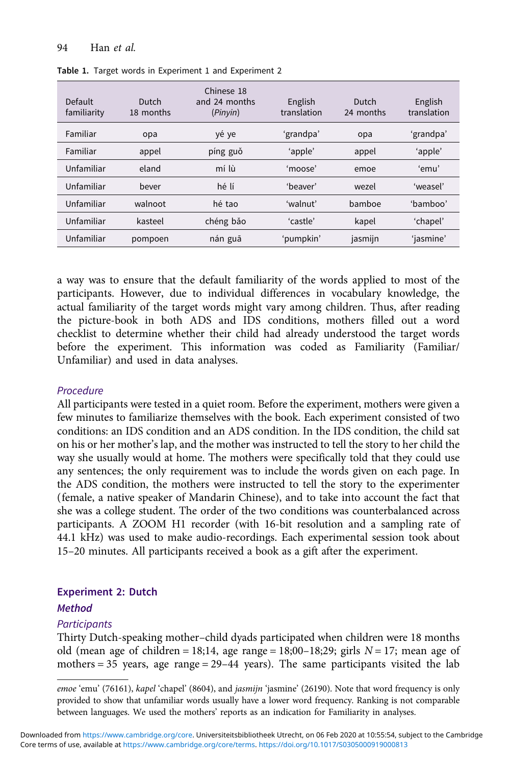**Table 1.** Target words in Experiment 1 and Experiment 2

| Default familiarity | Dutch 18 months | Chinese 18 and 24 months (*Pinyin*) | English translation | Dutch 24 months | English translation |
|---|---|---|---|---|---|
| Familiar | opa | yé ye | 'grandpa' | opa | 'grandpa' |
| Familiar | appel | píng guǒ | 'apple' | appel | 'apple' |
| Unfamiliar | eland | mí lù | 'moose' | emoe | 'emu' |
| Unfamiliar | bever | hé lí | 'beaver' | wezel | 'weasel' |
| Unfamiliar | walnoot | hé tao | 'walnut' | bamboe | 'bamboo' |
| Unfamiliar | kasteel | chéng bǎo | 'castle' | kapel | 'chapel' |
| Unfamiliar | pompoen | nán guā | 'pumpkin' | jasmijn | 'jasmine' |

a way was to ensure that the default familiarity of the words applied to most of the participants. However, due to individual differences in vocabulary knowledge, the actual familiarity of the target words might vary among children. Thus, after reading the picture-book in both ADS and IDS conditions, mothers filled out a word checklist to determine whether their child had already understood the target words before the experiment. This information was coded as Familiarity (Familiar/Unfamiliar) and used in data analyses.

#### *Procedure*

All participants were tested in a quiet room. Before the experiment, mothers were given a few minutes to familiarize themselves with the book. Each experiment consisted of two conditions: an IDS condition and an ADS condition. In the IDS condition, the child sat on his or her mother's lap, and the mother was instructed to tell the story to her child the way she usually would at home. The mothers were specifically told that they could use any sentences; the only requirement was to include the words given on each page. In the ADS condition, the mothers were instructed to tell the story to the experimenter (female, a native speaker of Mandarin Chinese), and to take into account the fact that she was a college student. The order of the two conditions was counterbalanced across participants. A ZOOM H1 recorder (with 16-bit resolution and a sampling rate of 44.1 kHz) was used to make audio-recordings. Each experimental session took about 15–20 minutes. All participants received a book as a gift after the experiment.

## Experiment 2: Dutch

### *Method*

#### *Participants*

Thirty Dutch-speaking mother–child dyads participated when children were 18 months old (mean age of children = 18;14, age range = 18;00–18;29; girls $N = 17$; mean age of mothers = 35 years, age range = 29–44 years). The same participants visited the lab

*emoe* 'emu' (76161), *kapel* 'chapel' (8604), and *jasmijn* 'jasmine' (26190). Note that word frequency is only provided to show that unfamiliar words usually have a lower word frequency. Ranking is not comparable between languages. We used the mothers' reports as an indication for Familiarity in analyses.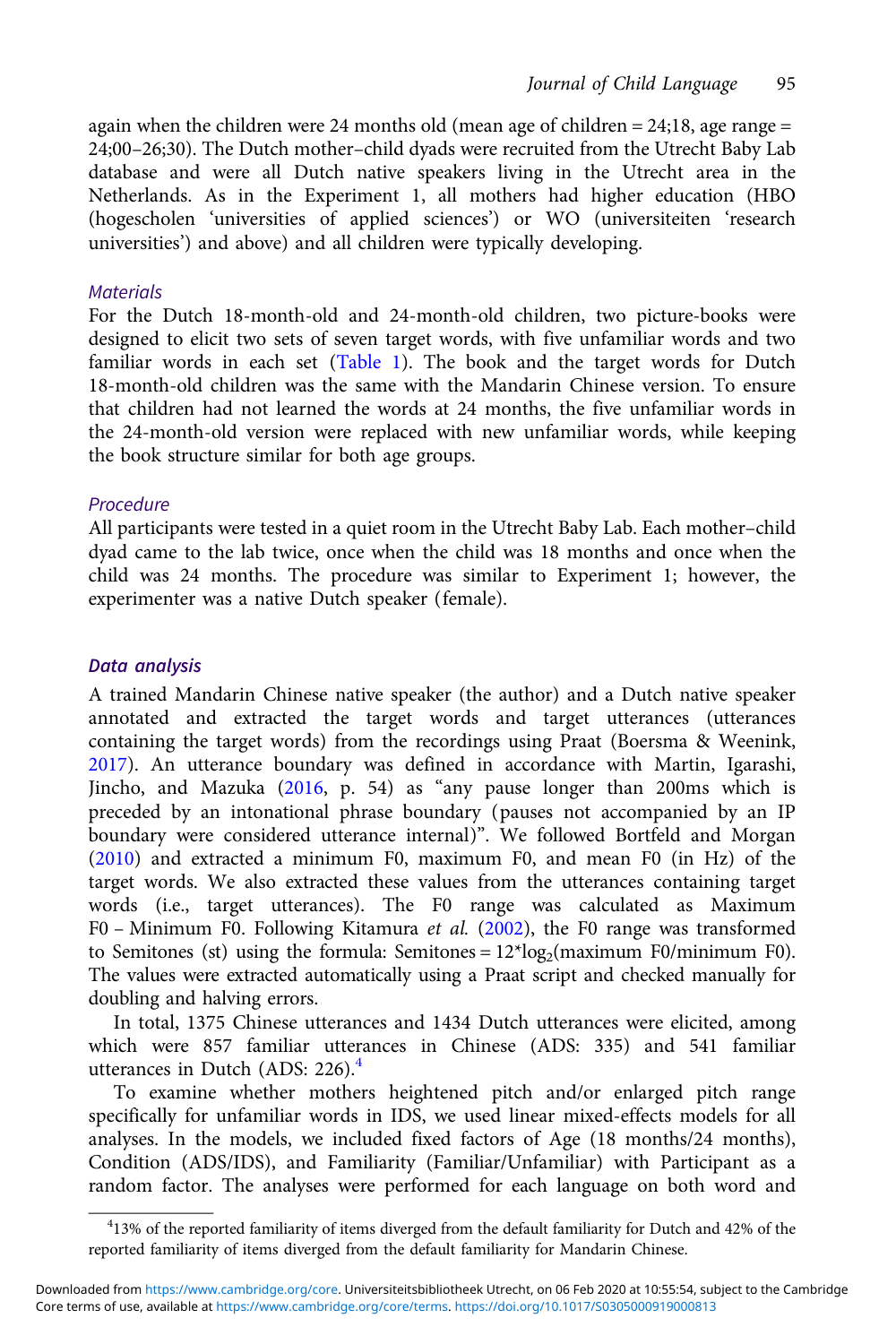again when the children were 24 months old (mean age of children = 24;18, age range = 24;00–26;30). The Dutch mother–child dyads were recruited from the Utrecht Baby Lab database and were all Dutch native speakers living in the Utrecht area in the Netherlands. As in the Experiment 1, all mothers had higher education (HBO (hogescholen 'universities of applied sciences') or WO (universiteiten 'research universities') and above) and all children were typically developing.

### *Materials*

For the Dutch 18-month-old and 24-month-old children, two picture-books were designed to elicit two sets of seven target words, with five unfamiliar words and two familiar words in each set (Table 1). The book and the target words for Dutch 18-month-old children was the same with the Mandarin Chinese version. To ensure that children had not learned the words at 24 months, the five unfamiliar words in the 24-month-old version were replaced with new unfamiliar words, while keeping the book structure similar for both age groups.

### *Procedure*

All participants were tested in a quiet room in the Utrecht Baby Lab. Each mother–child dyad came to the lab twice, once when the child was 18 months and once when the child was 24 months. The procedure was similar to Experiment 1; however, the experimenter was a native Dutch speaker (female).

## *Data analysis*

A trained Mandarin Chinese native speaker (the author) and a Dutch native speaker annotated and extracted the target words and target utterances (utterances containing the target words) from the recordings using Praat (Boersma & Weenink, 2017). An utterance boundary was defined in accordance with Martin, Igarashi, Jincho, and Mazuka (2016, p. 54) as "any pause longer than 200ms which is preceded by an intonational phrase boundary (pauses not accompanied by an IP boundary were considered utterance internal)". We followed Bortfeld and Morgan (2010) and extracted a minimum F0, maximum F0, and mean F0 (in Hz) of the target words. We also extracted these values from the utterances containing target words (i.e., target utterances). The F0 range was calculated as Maximum F0 – Minimum F0. Following Kitamura *et al.* (2002), the F0 range was transformed to Semitones (st) using the formula: Semitones = $12*\log_2$(maximum F0/minimum F0). The values were extracted automatically using a Praat script and checked manually for doubling and halving errors.

In total, 1375 Chinese utterances and 1434 Dutch utterances were elicited, among which were 857 familiar utterances in Chinese (ADS: 335) and 541 familiar utterances in Dutch (ADS: 226).[4]

To examine whether mothers heightened pitch and/or enlarged pitch range specifically for unfamiliar words in IDS, we used linear mixed-effects models for all analyses. In the models, we included fixed factors of Age (18 months/24 months), Condition (ADS/IDS), and Familiarity (Familiar/Unfamiliar) with Participant as a random factor. The analyses were performed for each language on both word and

[4]13% of the reported familiarity of items diverged from the default familiarity for Dutch and 42% of the reported familiarity of items diverged from the default familiarity for Mandarin Chinese.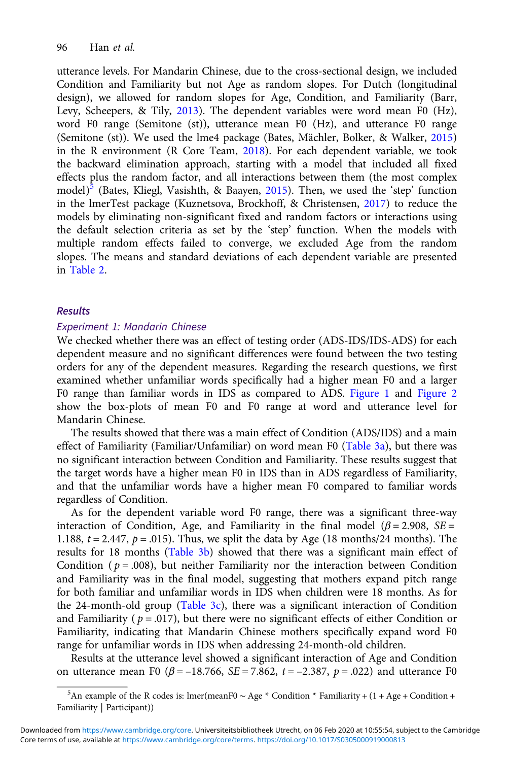utterance levels. For Mandarin Chinese, due to the cross-sectional design, we included Condition and Familiarity but not Age as random slopes. For Dutch (longitudinal design), we allowed for random slopes for Age, Condition, and Familiarity (Barr, Levy, Scheepers, & Tily, 2013). The dependent variables were word mean F0 (Hz), word F0 range (Semitone (st)), utterance mean F0 (Hz), and utterance F0 range (Semitone (st)). We used the lme4 package (Bates, Mächler, Bolker, & Walker, 2015) in the R environment (R Core Team, 2018). For each dependent variable, we took the backward elimination approach, starting with a model that included all fixed effects plus the random factor, and all interactions between them (the most complex model)[5] (Bates, Kliegl, Vasishth, & Baayen, 2015). Then, we used the 'step' function in the lmerTest package (Kuznetsova, Brockhoff, & Christensen, 2017) to reduce the models by eliminating non-significant fixed and random factors or interactions using the default selection criteria as set by the 'step' function. When the models with multiple random effects failed to converge, we excluded Age from the random slopes. The means and standard deviations of each dependent variable are presented in Table 2.

## Results

### Experiment 1: Mandarin Chinese

We checked whether there was an effect of testing order (ADS-IDS/IDS-ADS) for each dependent measure and no significant differences were found between the two testing orders for any of the dependent measures. Regarding the research questions, we first examined whether unfamiliar words specifically had a higher mean F0 and a larger F0 range than familiar words in IDS as compared to ADS. Figure 1 and Figure 2 show the box-plots of mean F0 and F0 range at word and utterance level for Mandarin Chinese.

The results showed that there was a main effect of Condition (ADS/IDS) and a main effect of Familiarity (Familiar/Unfamiliar) on word mean F0 (Table 3a), but there was no significant interaction between Condition and Familiarity. These results suggest that the target words have a higher mean F0 in IDS than in ADS regardless of Familiarity, and that the unfamiliar words have a higher mean F0 compared to familiar words regardless of Condition.

As for the dependent variable word F0 range, there was a significant three-way interaction of Condition, Age, and Familiarity in the final model ($\beta = 2.908$, $SE = 1.188$, $t = 2.447$, $p = .015$). Thus, we split the data by Age (18 months/24 months). The results for 18 months (Table 3b) showed that there was a significant main effect of Condition ($p = .008$), but neither Familiarity nor the interaction between Condition and Familiarity was in the final model, suggesting that mothers expand pitch range for both familiar and unfamiliar words in IDS when children were 18 months. As for the 24-month-old group (Table 3c), there was a significant interaction of Condition and Familiarity ($p = .017$), but there were no significant effects of either Condition or Familiarity, indicating that Mandarin Chinese mothers specifically expand word F0 range for unfamiliar words in IDS when addressing 24-month-old children.

Results at the utterance level showed a significant interaction of Age and Condition on utterance mean F0 ($\beta = -18.766$, $SE = 7.862$, $t = -2.387$, $p = .022$) and utterance F0

[5]An example of the R codes is: lmer(meanF0 ~ Age * Condition * Familiarity + (1 + Age + Condition + Familiarity | Participant))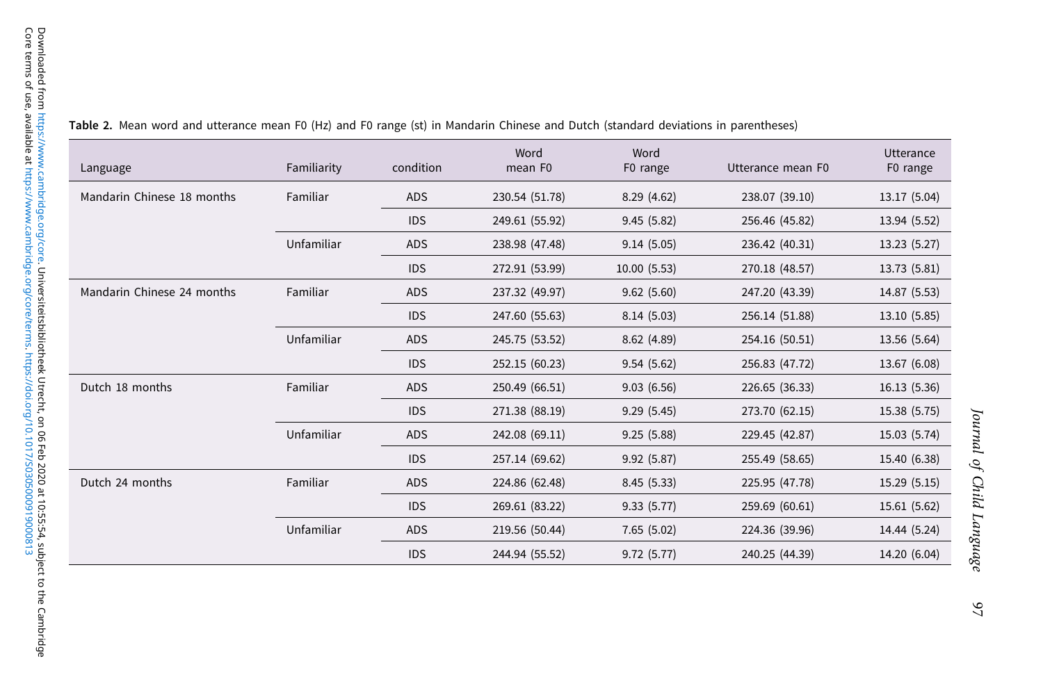**Table 2.** Mean word and utterance mean F0 (Hz) and F0 range (st) in Mandarin Chinese and Dutch (standard deviations in parentheses)

| Language | Familiarity | condition | Word mean F0 | Word F0 range | Utterance mean F0 | Utterance F0 range |
|---|---|---|---|---|---|---|
| Mandarin Chinese 18 months | Familiar | ADS | 230.54 (51.78) | 8.29 (4.62) | 238.07 (39.10) | 13.17 (5.04) |
| | | IDS | 249.61 (55.92) | 9.45 (5.82) | 256.46 (45.82) | 13.94 (5.52) |
| | Unfamiliar | ADS | 238.98 (47.48) | 9.14 (5.05) | 236.42 (40.31) | 13.23 (5.27) |
| | | IDS | 272.91 (53.99) | 10.00 (5.53) | 270.18 (48.57) | 13.73 (5.81) |
| Mandarin Chinese 24 months | Familiar | ADS | 237.32 (49.97) | 9.62 (5.60) | 247.20 (43.39) | 14.87 (5.53) |
| | | IDS | 247.60 (55.63) | 8.14 (5.03) | 256.14 (51.88) | 13.10 (5.85) |
| | Unfamiliar | ADS | 245.75 (53.52) | 8.62 (4.89) | 254.16 (50.51) | 13.56 (5.64) |
| | | IDS | 252.15 (60.23) | 9.54 (5.62) | 256.83 (47.72) | 13.67 (6.08) |
| Dutch 18 months | Familiar | ADS | 250.49 (66.51) | 9.03 (6.56) | 226.65 (36.33) | 16.13 (5.36) |
| | | IDS | 271.38 (88.19) | 9.29 (5.45) | 273.70 (62.15) | 15.38 (5.75) |
| | Unfamiliar | ADS | 242.08 (69.11) | 9.25 (5.88) | 229.45 (42.87) | 15.03 (5.74) |
| | | IDS | 257.14 (69.62) | 9.92 (5.87) | 255.49 (58.65) | 15.40 (6.38) |
| Dutch 24 months | Familiar | ADS | 224.86 (62.48) | 8.45 (5.33) | 225.95 (47.78) | 15.29 (5.15) |
| | | IDS | 269.61 (83.22) | 9.33 (5.77) | 259.69 (60.61) | 15.61 (5.62) |
| | Unfamiliar | ADS | 219.56 (50.44) | 7.65 (5.02) | 224.36 (39.96) | 14.44 (5.24) |
| | | IDS | 244.94 (55.52) | 9.72 (5.77) | 240.25 (44.39) | 14.20 (6.04) |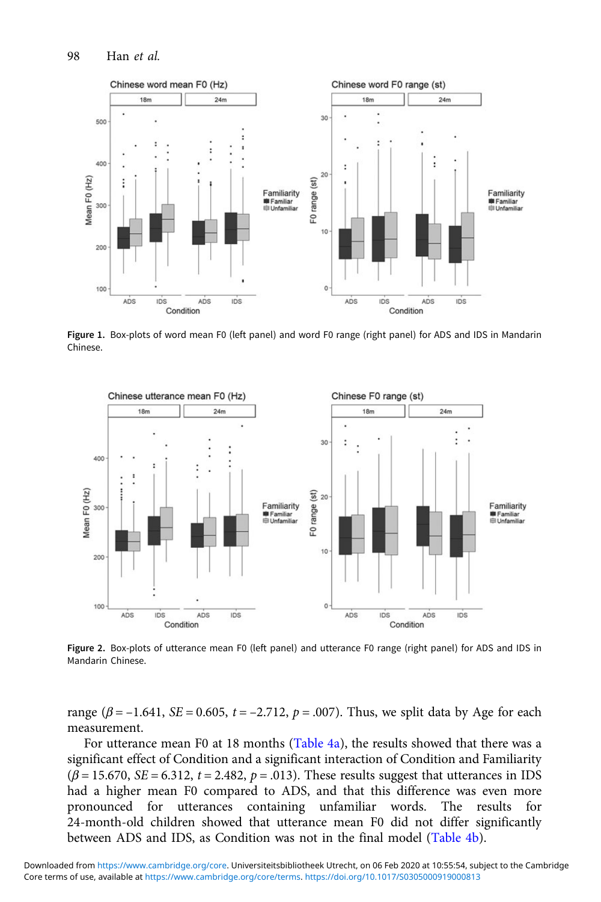Figure 1. Box-plots of word mean F0 (left panel) and word F0 range (right panel) for ADS and IDS in Mandarin Chinese.

Figure 2. Box-plots of utterance mean F0 (left panel) and utterance F0 range (right panel) for ADS and IDS in Mandarin Chinese.

range ($\beta = -1.641$, $SE = 0.605$, $t = -2.712$, $p = .007$). Thus, we split data by Age for each measurement.

For utterance mean F0 at 18 months (Table 4a), the results showed that there was a significant effect of Condition and a significant interaction of Condition and Familiarity ($\beta = 15.670$, $SE = 6.312$, $t = 2.482$, $p = .013$). These results suggest that utterances in IDS had a higher mean F0 compared to ADS, and that this difference was even more pronounced for utterances containing unfamiliar words. The results for 24-month-old children showed that utterance mean F0 did not differ significantly between ADS and IDS, as Condition was not in the final model (Table 4b).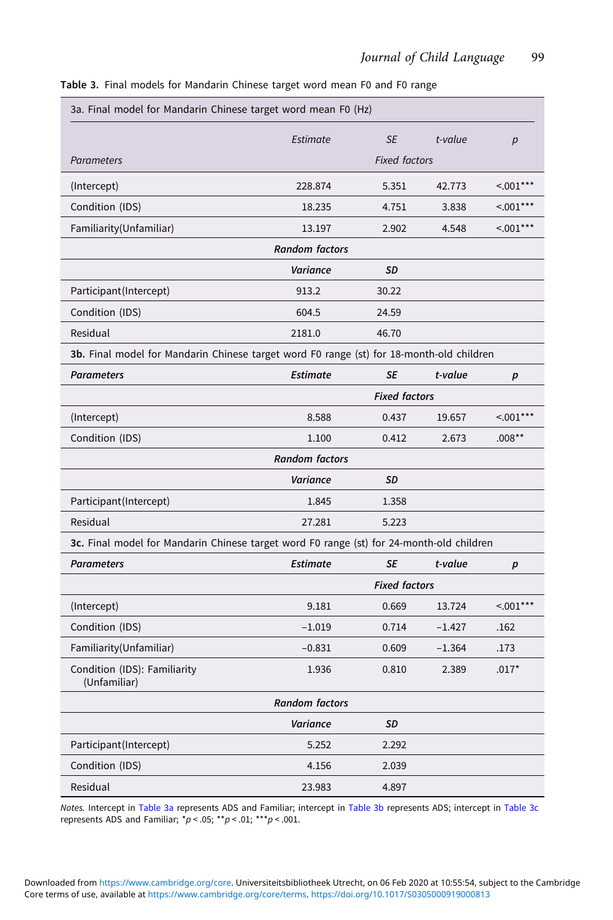**Table 3.** Final models for Mandarin Chinese target word mean F0 and F0 range

| 3a. Final model for Mandarin Chinese target word mean F0 (Hz) | | | | |
|---|---|---|---|---|
| | *Estimate* | *SE* | *t-value* | *p* |
| *Parameters* | | *Fixed factors* | | |
| (Intercept) | 228.874 | 5.351 | 42.773 | <.001*** |
| Condition (IDS) | 18.235 | 4.751 | 3.838 | <.001*** |
| Familiarity(Unfamiliar) | 13.197 | 2.902 | 4.548 | <.001*** |
| | ***Random factors*** | | | |
| | ***Variance*** | ***SD*** | | |
| Participant(Intercept) | 913.2 | 30.22 | | |
| Condition (IDS) | 604.5 | 24.59 | | |
| Residual | 2181.0 | 46.70 | | |
| **3b.** Final model for Mandarin Chinese target word F0 range (st) for 18-month-old children | | | | |
| ***Parameters*** | ***Estimate*** | ***SE*** | ***t-value*** | ***p*** |
| | | ***Fixed factors*** | | |
| (Intercept) | 8.588 | 0.437 | 19.657 | <.001*** |
| Condition (IDS) | 1.100 | 0.412 | 2.673 | .008** |
| | ***Random factors*** | | | |
| | ***Variance*** | ***SD*** | | |
| Participant(Intercept) | 1.845 | 1.358 | | |
| Residual | 27.281 | 5.223 | | |
| **3c.** Final model for Mandarin Chinese target word F0 range (st) for 24-month-old children | | | | |
| ***Parameters*** | ***Estimate*** | ***SE*** | ***t-value*** | ***p*** |
| | | ***Fixed factors*** | | |
| (Intercept) | 9.181 | 0.669 | 13.724 | <.001*** |
| Condition (IDS) | −1.019 | 0.714 | −1.427 | .162 |
| Familiarity(Unfamiliar) | −0.831 | 0.609 | −1.364 | .173 |
| Condition (IDS): Familiarity (Unfamiliar) | 1.936 | 0.810 | 2.389 | .017* |
| | ***Random factors*** | | | |
| | ***Variance*** | ***SD*** | | |
| Participant(Intercept) | 5.252 | 2.292 | | |
| Condition (IDS) | 4.156 | 2.039 | | |
| Residual | 23.983 | 4.897 | | |

*Notes.* Intercept in Table 3a represents ADS and Familiar; intercept in Table 3b represents ADS; intercept in Table 3c represents ADS and Familiar; $^{*}p < .05$; $^{**}p < .01$; $^{***}p < .001$.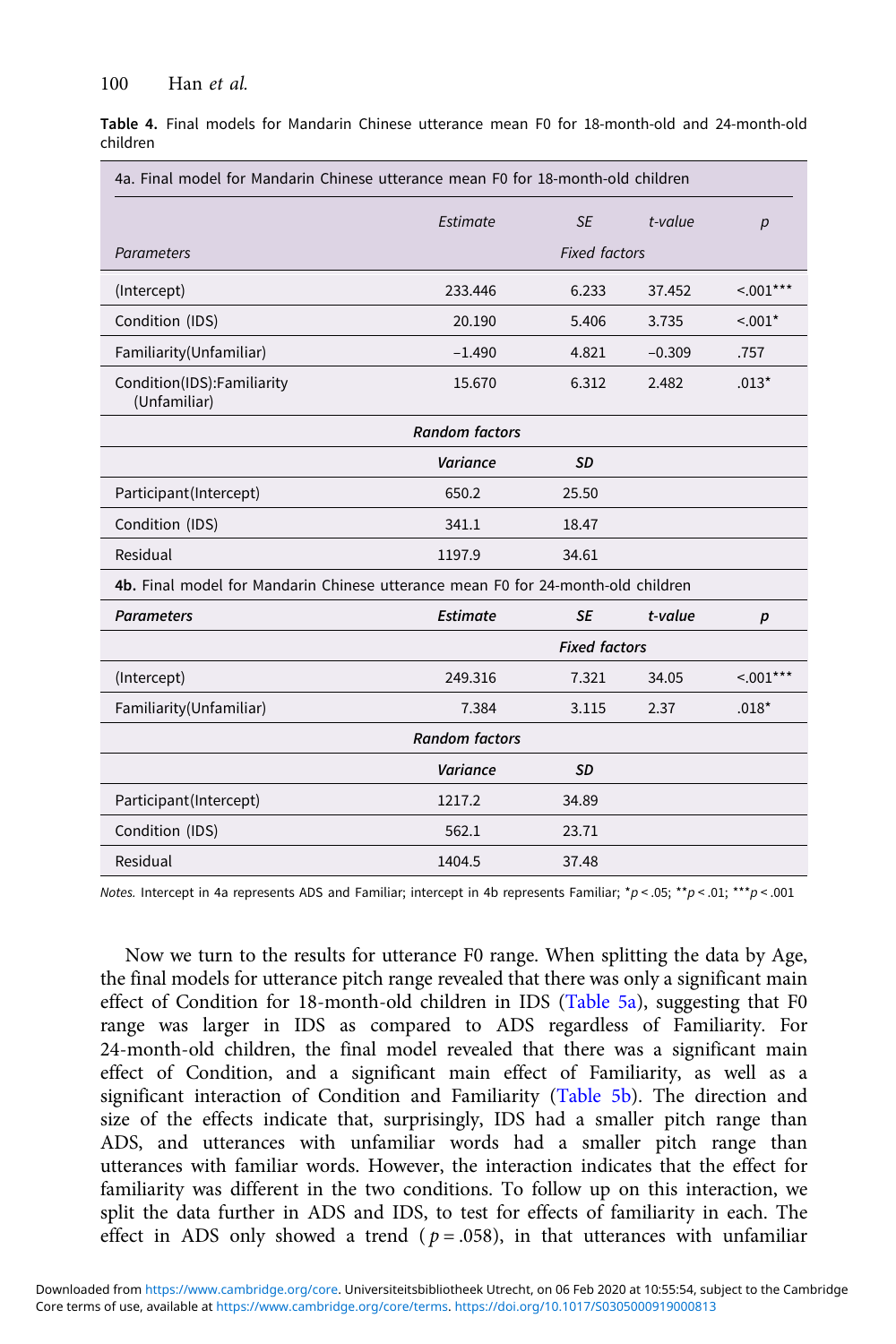**Table 4.** Final models for Mandarin Chinese utterance mean F0 for 18-month-old and 24-month-old children

| 4a. Final model for Mandarin Chinese utterance mean F0 for 18-month-old children | | | | |
|---|---|---|---|---|
| | *Estimate* | *SE* | *t-value* | *p* |
| *Parameters* | | *Fixed factors* | | |
| (Intercept) | 233.446 | 6.233 | 37.452 | <.001*** |
| Condition (IDS) | 20.190 | 5.406 | 3.735 | <.001* |
| Familiarity(Unfamiliar) | −1.490 | 4.821 | −0.309 | .757 |
| Condition(IDS):Familiarity (Unfamiliar) | 15.670 | 6.312 | 2.482 | .013* |
| | ***Random factors*** | | | |
| | ***Variance*** | ***SD*** | | |
| Participant(Intercept) | 650.2 | 25.50 | | |
| Condition (IDS) | 341.1 | 18.47 | | |
| Residual | 1197.9 | 34.61 | | |
| **4b.** Final model for Mandarin Chinese utterance mean F0 for 24-month-old children | | | | |
| ***Parameters*** | ***Estimate*** | ***SE*** | ***t-value*** | ***p*** |
| | | ***Fixed factors*** | | |
| (Intercept) | 249.316 | 7.321 | 34.05 | <.001*** |
| Familiarity(Unfamiliar) | 7.384 | 3.115 | 2.37 | .018* |
| | ***Random factors*** | | | |
| | ***Variance*** | ***SD*** | | |
| Participant(Intercept) | 1217.2 | 34.89 | | |
| Condition (IDS) | 562.1 | 23.71 | | |
| Residual | 1404.5 | 37.48 | | |

*Notes.* Intercept in 4a represents ADS and Familiar; intercept in 4b represents Familiar; $^{*}p < .05$; $^{**}p < .01$; $^{***}p < .001$

Now we turn to the results for utterance F0 range. When splitting the data by Age, the final models for utterance pitch range revealed that there was only a significant main effect of Condition for 18-month-old children in IDS (Table 5a), suggesting that F0 range was larger in IDS as compared to ADS regardless of Familiarity. For 24-month-old children, the final model revealed that there was a significant main effect of Condition, and a significant main effect of Familiarity, as well as a significant interaction of Condition and Familiarity (Table 5b). The direction and size of the effects indicate that, surprisingly, IDS had a smaller pitch range than ADS, and utterances with unfamiliar words had a smaller pitch range than utterances with familiar words. However, the interaction indicates that the effect for familiarity was different in the two conditions. To follow up on this interaction, we split the data further in ADS and IDS, to test for effects of familiarity in each. The effect in ADS only showed a trend ($p = .058$), in that utterances with unfamiliar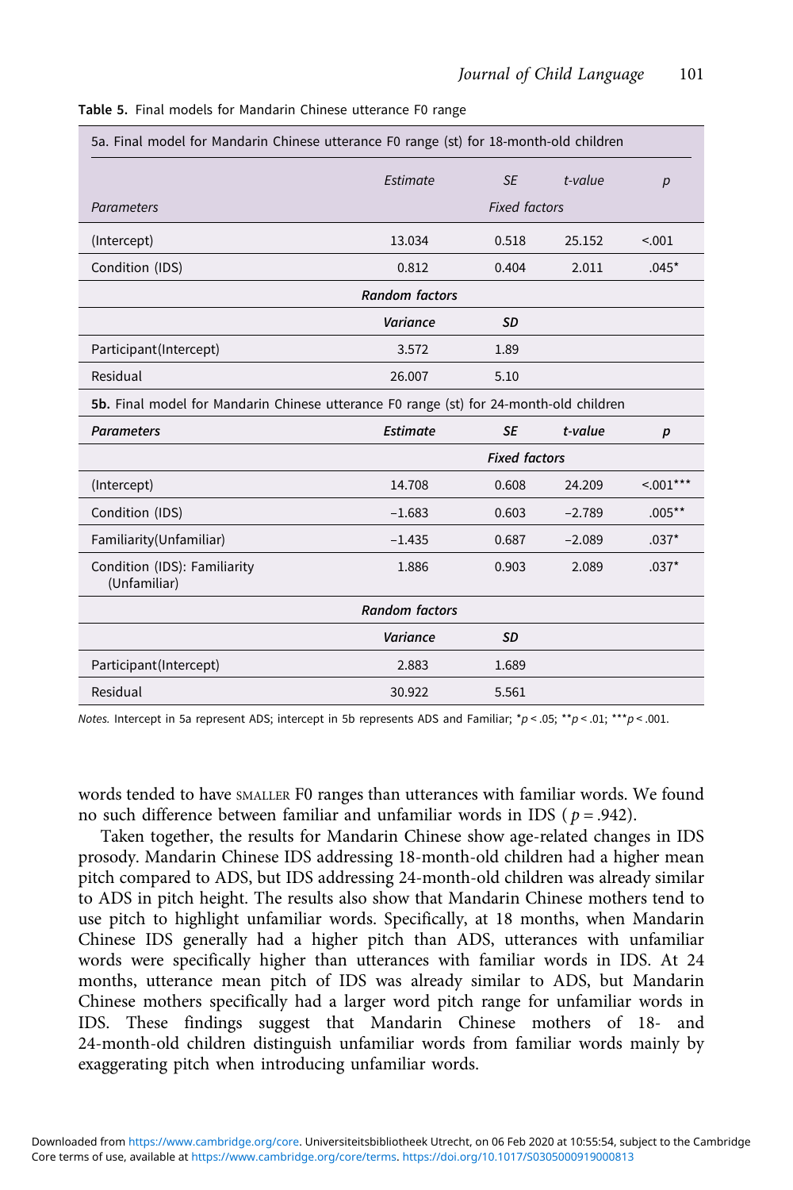**Table 5.** Final models for Mandarin Chinese utterance F0 range

| 5a. Final model for Mandarin Chinese utterance F0 range (st) for 18-month-old children | | | | |
|---|---|---|---|---|
| | *Estimate* | *SE* | *t-value* | *p* |
| *Parameters* | | *Fixed factors* | | |
| (Intercept) | 13.034 | 0.518 | 25.152 | <.001 |
| Condition (IDS) | 0.812 | 0.404 | 2.011 | .045* |
| | ***Random factors*** | | | |
| | ***Variance*** | ***SD*** | | |
| Participant(Intercept) | 3.572 | 1.89 | | |
| Residual | 26.007 | 5.10 | | |
| **5b.** Final model for Mandarin Chinese utterance F0 range (st) for 24-month-old children | | | | |
| ***Parameters*** | ***Estimate*** | ***SE*** | ***t-value*** | ***p*** |
| | | ***Fixed factors*** | | |
| (Intercept) | 14.708 | 0.608 | 24.209 | <.001*** |
| Condition (IDS) | −1.683 | 0.603 | −2.789 | .005** |
| Familiarity(Unfamiliar) | −1.435 | 0.687 | −2.089 | .037* |
| Condition (IDS): Familiarity (Unfamiliar) | 1.886 | 0.903 | 2.089 | .037* |
| | ***Random factors*** | | | |
| | ***Variance*** | ***SD*** | | |
| Participant(Intercept) | 2.883 | 1.689 | | |
| Residual | 30.922 | 5.561 | | |

*Notes.* Intercept in 5a represent ADS; intercept in 5b represents ADS and Familiar; $^{*}p < .05$; $^{**}p < .01$; $^{***}p < .001$.

words tended to have SMALLER F0 ranges than utterances with familiar words. We found no such difference between familiar and unfamiliar words in IDS ( $p = .942$).

Taken together, the results for Mandarin Chinese show age-related changes in IDS prosody. Mandarin Chinese IDS addressing 18-month-old children had a higher mean pitch compared to ADS, but IDS addressing 24-month-old children was already similar to ADS in pitch height. The results also show that Mandarin Chinese mothers tend to use pitch to highlight unfamiliar words. Specifically, at 18 months, when Mandarin Chinese IDS generally had a higher pitch than ADS, utterances with unfamiliar words were specifically higher than utterances with familiar words in IDS. At 24 months, utterance mean pitch of IDS was already similar to ADS, but Mandarin Chinese mothers specifically had a larger word pitch range for unfamiliar words in IDS. These findings suggest that Mandarin Chinese mothers of 18- and 24-month-old children distinguish unfamiliar words from familiar words mainly by exaggerating pitch when introducing unfamiliar words.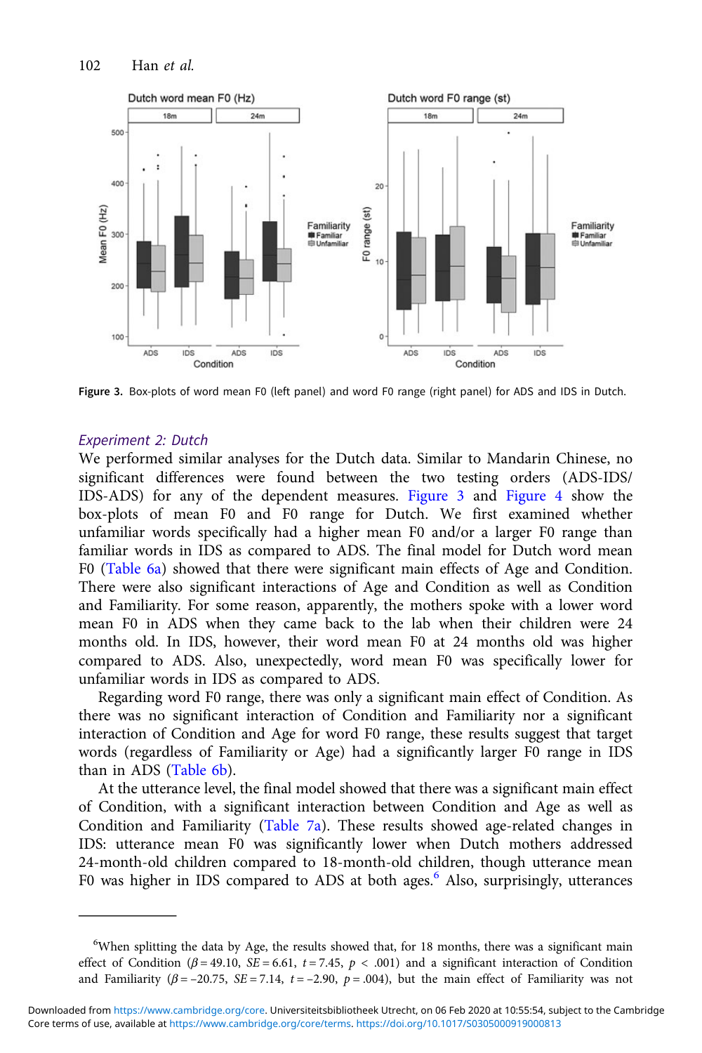Figure 3. Box-plots of word mean F0 (left panel) and word F0 range (right panel) for ADS and IDS in Dutch.

### Experiment 2: Dutch

We performed similar analyses for the Dutch data. Similar to Mandarin Chinese, no significant differences were found between the two testing orders (ADS-IDS/ IDS-ADS) for any of the dependent measures. Figure 3 and Figure 4 show the box-plots of mean F0 and F0 range for Dutch. We first examined whether unfamiliar words specifically had a higher mean F0 and/or a larger F0 range than familiar words in IDS as compared to ADS. The final model for Dutch word mean F0 (Table 6a) showed that there were significant main effects of Age and Condition. There were also significant interactions of Age and Condition as well as Condition and Familiarity. For some reason, apparently, the mothers spoke with a lower word mean F0 in ADS when they came back to the lab when their children were 24 months old. In IDS, however, their word mean F0 at 24 months old was higher compared to ADS. Also, unexpectedly, word mean F0 was specifically lower for unfamiliar words in IDS as compared to ADS.

Regarding word F0 range, there was only a significant main effect of Condition. As there was no significant interaction of Condition and Familiarity nor a significant interaction of Condition and Age for word F0 range, these results suggest that target words (regardless of Familiarity or Age) had a significantly larger F0 range in IDS than in ADS (Table 6b).

At the utterance level, the final model showed that there was a significant main effect of Condition, with a significant interaction between Condition and Age as well as Condition and Familiarity (Table 7a). These results showed age-related changes in IDS: utterance mean F0 was significantly lower when Dutch mothers addressed 24-month-old children compared to 18-month-old children, though utterance mean F0 was higher in IDS compared to ADS at both ages.[6] Also, surprisingly, utterances

[6]When splitting the data by Age, the results showed that, for 18 months, there was a significant main effect of Condition ($\beta = 49.10$, $SE = 6.61$, $t = 7.45$, $p < .001$) and a significant interaction of Condition and Familiarity ($\beta = -20.75$, $SE = 7.14$, $t = -2.90$, $p = .004$), but the main effect of Familiarity was not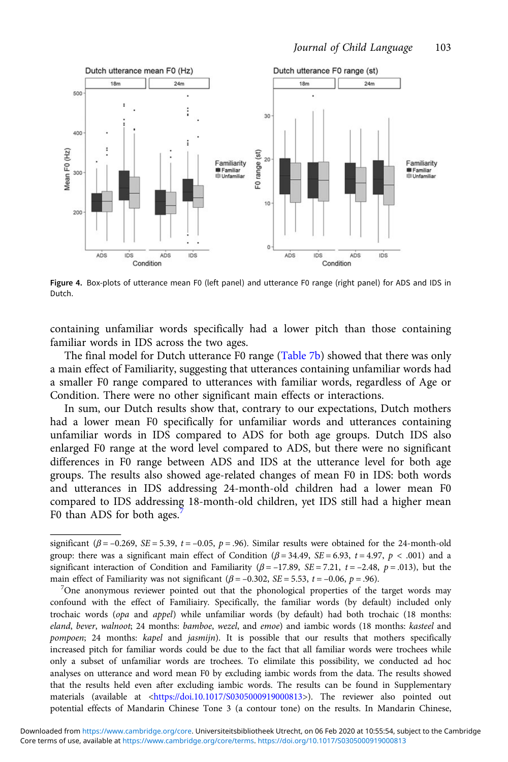Figure 4. Box-plots of utterance mean F0 (left panel) and utterance F0 range (right panel) for ADS and IDS in Dutch.

containing unfamiliar words specifically had a lower pitch than those containing familiar words in IDS across the two ages.

The final model for Dutch utterance F0 range (Table 7b) showed that there was only a main effect of Familiarity, suggesting that utterances containing unfamiliar words had a smaller F0 range compared to utterances with familiar words, regardless of Age or Condition. There were no other significant main effects or interactions.

In sum, our Dutch results show that, contrary to our expectations, Dutch mothers had a lower mean F0 specifically for unfamiliar words and utterances containing unfamiliar words in IDS compared to ADS for both age groups. Dutch IDS also enlarged F0 range at the word level compared to ADS, but there were no significant differences in F0 range between ADS and IDS at the utterance level for both age groups. The results also showed age-related changes of mean F0 in IDS: both words and utterances in IDS addressing 24-month-old children had a lower mean F0 compared to IDS addressing 18-month-old children, yet IDS still had a higher mean F0 than ADS for both ages.[7]

---

significant ($\beta = -0.269$, $SE = 5.39$, $t = -0.05$, $p = .96$). Similar results were obtained for the 24-month-old group: there was a significant main effect of Condition ($\beta = 34.49$, $SE = 6.93$, $t = 4.97$, $p < .001$) and a significant interaction of Condition and Familiarity ($\beta = -17.89$, $SE = 7.21$, $t = -2.48$, $p = .013$), but the main effect of Familiarity was not significant ($\beta = -0.302$, $SE = 5.53$, $t = -0.06$, $p = .96$).

[7]One anonymous reviewer pointed out that the phonological properties of the target words may confound with the effect of Familiairy. Specifically, the familiar words (by default) included only trochaic words (*opa* and *appel*) while unfamiliar words (by default) had both trochaic (18 months: *eland*, *bever*, *walnoot*; 24 months: *bamboe*, *wezel*, and *emoe*) and iambic words (18 months: *kasteel* and *pompoen*; 24 months: *kapel* and *jasmijn*). It is possible that our results that mothers specifically increased pitch for familiar words could be due to the fact that all familiar words were trochees while only a subset of unfamiliar words are trochees. To elimilate this possibility, we conducted ad hoc analyses on utterance and word mean F0 by excluding iambic words from the data. The results showed that the results held even after excluding iambic words. The results can be found in Supplementary materials (available at <https://doi.10.1017/S0305000919000813>). The reviewer also pointed out potential effects of Mandarin Chinese Tone 3 (a contour tone) on the results. In Mandarin Chinese,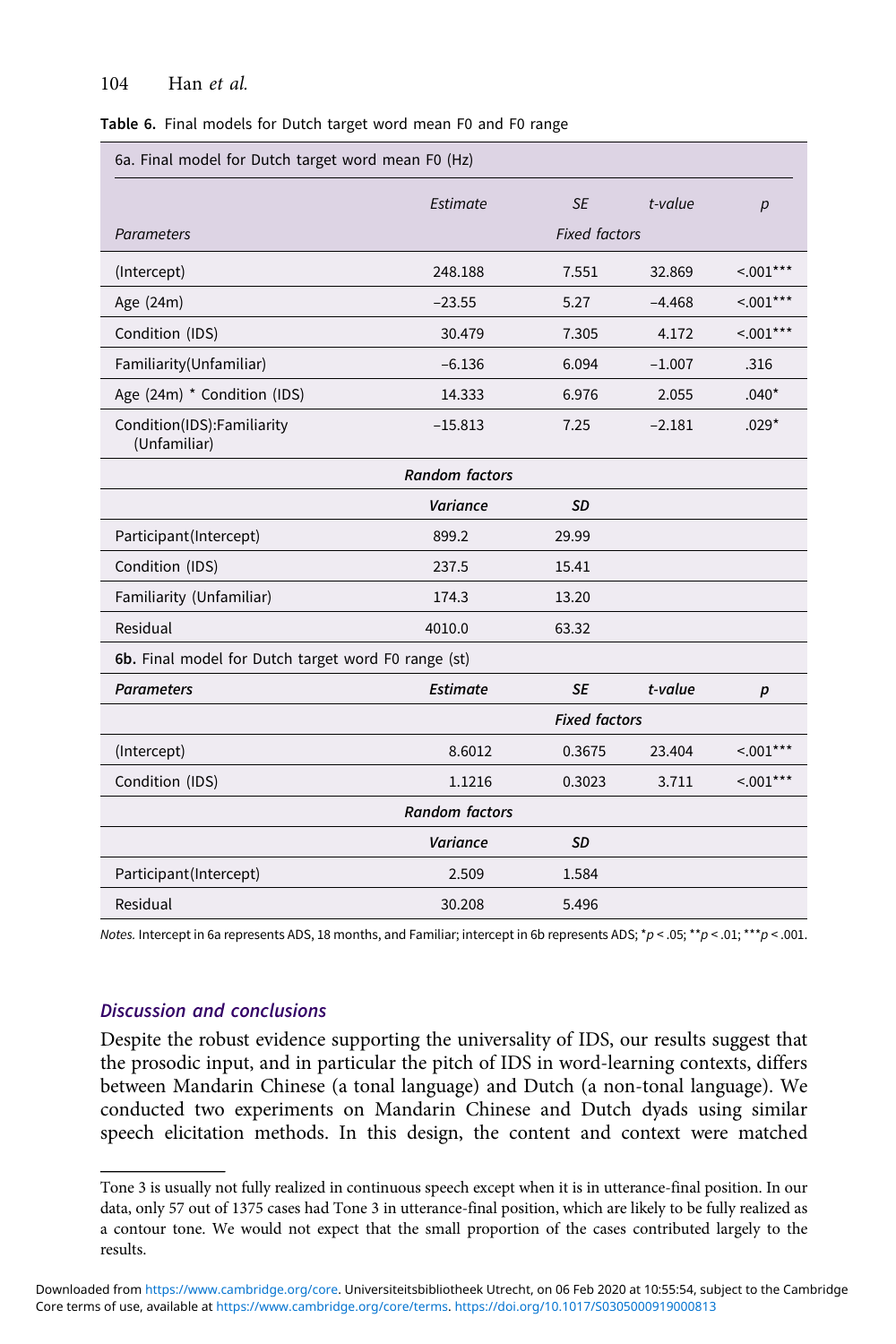**Table 6.** Final models for Dutch target word mean F0 and F0 range

| 6a. Final model for Dutch target word mean F0 (Hz) | | | | |
|---|---|---|---|---|
| | *Estimate* | *SE* | *t-value* | *p* |
| *Parameters* | | *Fixed factors* | | |
| (Intercept) | 248.188 | 7.551 | 32.869 | <.001*** |
| Age (24m) | −23.55 | 5.27 | −4.468 | <.001*** |
| Condition (IDS) | 30.479 | 7.305 | 4.172 | <.001*** |
| Familiarity(Unfamiliar) | −6.136 | 6.094 | −1.007 | .316 |
| Age (24m) * Condition (IDS) | 14.333 | 6.976 | 2.055 | .040* |
| Condition(IDS):Familiarity (Unfamiliar) | −15.813 | 7.25 | −2.181 | .029* |
| | ***Random factors*** | | | |
| | ***Variance*** | ***SD*** | | |
| Participant(Intercept) | 899.2 | 29.99 | | |
| Condition (IDS) | 237.5 | 15.41 | | |
| Familiarity (Unfamiliar) | 174.3 | 13.20 | | |
| Residual | 4010.0 | 63.32 | | |
| **6b.** Final model for Dutch target word F0 range (st) | | | | |
| ***Parameters*** | ***Estimate*** | ***SE*** | ***t-value*** | ***p*** |
| | | ***Fixed factors*** | | |
| (Intercept) | 8.6012 | 0.3675 | 23.404 | <.001*** |
| Condition (IDS) | 1.1216 | 0.3023 | 3.711 | <.001*** |
| | ***Random factors*** | | | |
| | ***Variance*** | ***SD*** | | |
| Participant(Intercept) | 2.509 | 1.584 | | |
| Residual | 30.208 | 5.496 | | |

*Notes.* Intercept in 6a represents ADS, 18 months, and Familiar; intercept in 6b represents ADS; *$p < .05$; **$p < .01$; ***$p < .001$.

## Discussion and conclusions

Despite the robust evidence supporting the universality of IDS, our results suggest that the prosodic input, and in particular the pitch of IDS in word-learning contexts, differs between Mandarin Chinese (a tonal language) and Dutch (a non-tonal language). We conducted two experiments on Mandarin Chinese and Dutch dyads using similar speech elicitation methods. In this design, the content and context were matched

---

Tone 3 is usually not fully realized in continuous speech except when it is in utterance-final position. In our data, only 57 out of 1375 cases had Tone 3 in utterance-final position, which are likely to be fully realized as a contour tone. We would not expect that the small proportion of the cases contributed largely to the results.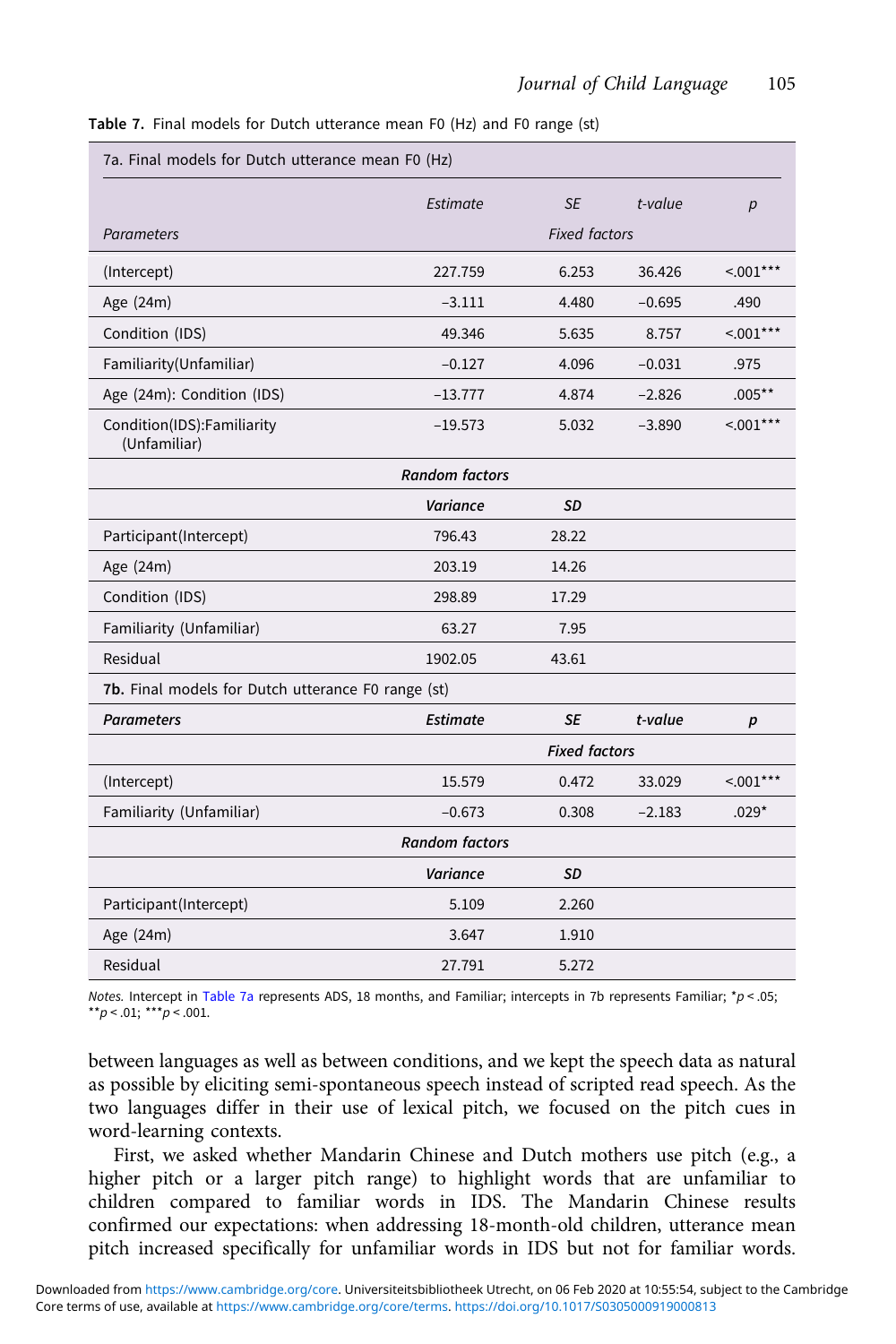**Table 7.** Final models for Dutch utterance mean F0 (Hz) and F0 range (st)

7a. Final models for Dutch utterance mean F0 (Hz)

| Parameters | *Estimate* | *SE* | *t-value* | *p* |
|---|---|---|---|---|
| | *Fixed factors* | | | |
| (Intercept) | 227.759 | 6.253 | 36.426 | <.001*** |
| Age (24m) | −3.111 | 4.480 | −0.695 | .490 |
| Condition (IDS) | 49.346 | 5.635 | 8.757 | <.001*** |
| Familiarity(Unfamiliar) | −0.127 | 4.096 | −0.031 | .975 |
| Age (24m): Condition (IDS) | −13.777 | 4.874 | −2.826 | .005** |
| Condition(IDS):Familiarity (Unfamiliar) | −19.573 | 5.032 | −3.890 | <.001*** |
| | ***Random factors*** | | | |
| | ***Variance*** | ***SD*** | | |
| Participant(Intercept) | 796.43 | 28.22 | | |
| Age (24m) | 203.19 | 14.26 | | |
| Condition (IDS) | 298.89 | 17.29 | | |
| Familiarity (Unfamiliar) | 63.27 | 7.95 | | |
| Residual | 1902.05 | 43.61 | | |

**7b.** Final models for Dutch utterance F0 range (st)

| ***Parameters*** | ***Estimate*** | ***SE*** | ***t-value*** | ***p*** |
|---|---|---|---|---|
| | ***Fixed factors*** | | | |
| (Intercept) | 15.579 | 0.472 | 33.029 | <.001*** |
| Familiarity (Unfamiliar) | −0.673 | 0.308 | −2.183 | .029* |
| | ***Random factors*** | | | |
| | ***Variance*** | ***SD*** | | |
| Participant(Intercept) | 5.109 | 2.260 | | |
| Age (24m) | 3.647 | 1.910 | | |
| Residual | 27.791 | 5.272 | | |

*Notes.* Intercept in Table 7a represents ADS, 18 months, and Familiar; intercepts in 7b represents Familiar; *$p < .05$; **$p < .01$; ***$p < .001$.

between languages as well as between conditions, and we kept the speech data as natural as possible by eliciting semi-spontaneous speech instead of scripted read speech. As the two languages differ in their use of lexical pitch, we focused on the pitch cues in word-learning contexts.

First, we asked whether Mandarin Chinese and Dutch mothers use pitch (e.g., a higher pitch or a larger pitch range) to highlight words that are unfamiliar to children compared to familiar words in IDS. The Mandarin Chinese results confirmed our expectations: when addressing 18-month-old children, utterance mean pitch increased specifically for unfamiliar words in IDS but not for familiar words.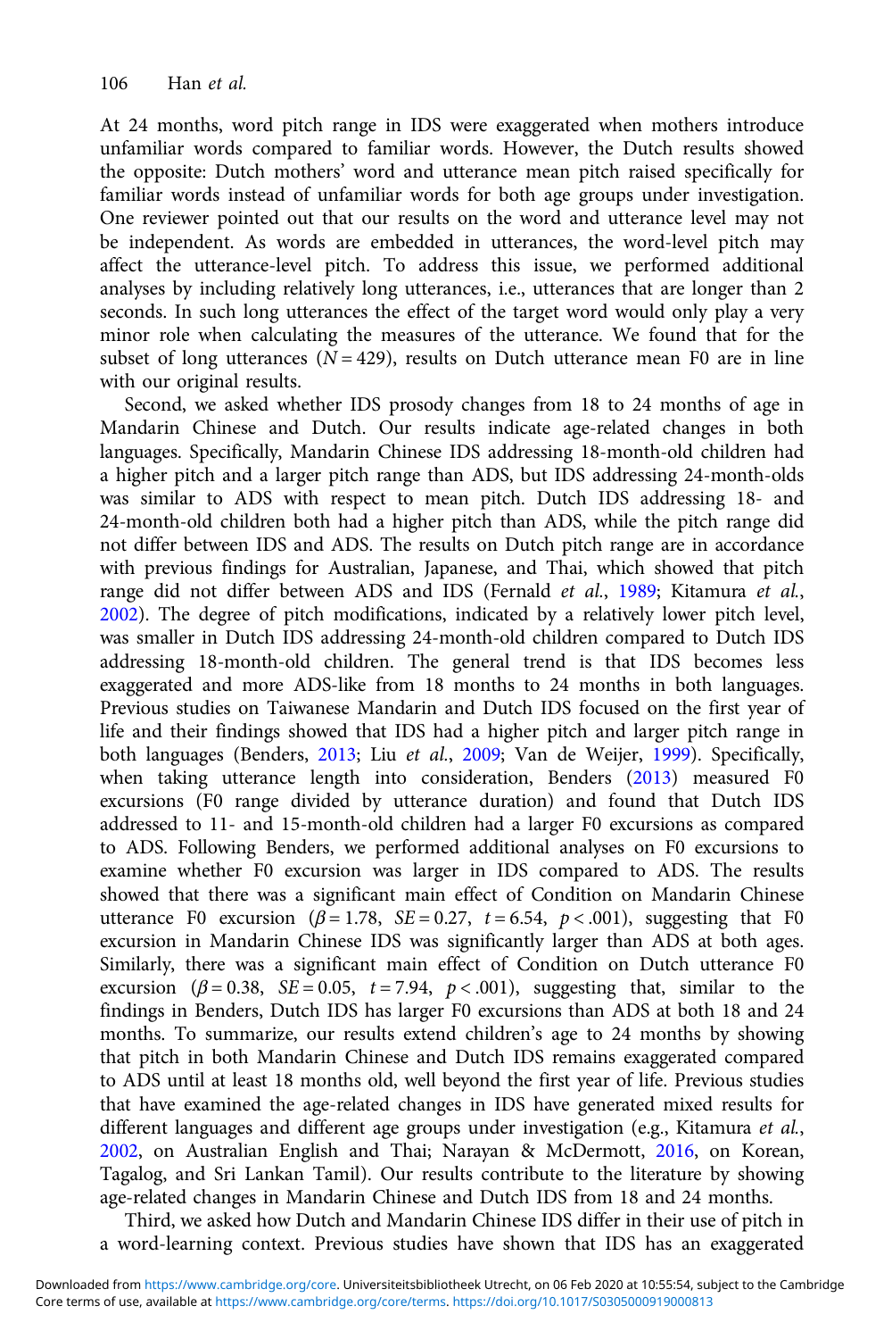At 24 months, word pitch range in IDS were exaggerated when mothers introduce unfamiliar words compared to familiar words. However, the Dutch results showed the opposite: Dutch mothers' word and utterance mean pitch raised specifically for familiar words instead of unfamiliar words for both age groups under investigation. One reviewer pointed out that our results on the word and utterance level may not be independent. As words are embedded in utterances, the word-level pitch may affect the utterance-level pitch. To address this issue, we performed additional analyses by including relatively long utterances, i.e., utterances that are longer than 2 seconds. In such long utterances the effect of the target word would only play a very minor role when calculating the measures of the utterance. We found that for the subset of long utterances ($N = 429$), results on Dutch utterance mean F0 are in line with our original results.

Second, we asked whether IDS prosody changes from 18 to 24 months of age in Mandarin Chinese and Dutch. Our results indicate age-related changes in both languages. Specifically, Mandarin Chinese IDS addressing 18-month-old children had a higher pitch and a larger pitch range than ADS, but IDS addressing 24-month-olds was similar to ADS with respect to mean pitch. Dutch IDS addressing 18- and 24-month-old children both had a higher pitch than ADS, while the pitch range did not differ between IDS and ADS. The results on Dutch pitch range are in accordance with previous findings for Australian, Japanese, and Thai, which showed that pitch range did not differ between ADS and IDS (Fernald *et al.*, 1989; Kitamura *et al.*, 2002). The degree of pitch modifications, indicated by a relatively lower pitch level, was smaller in Dutch IDS addressing 24-month-old children compared to Dutch IDS addressing 18-month-old children. The general trend is that IDS becomes less exaggerated and more ADS-like from 18 months to 24 months in both languages. Previous studies on Taiwanese Mandarin and Dutch IDS focused on the first year of life and their findings showed that IDS had a higher pitch and larger pitch range in both languages (Benders, 2013; Liu *et al.*, 2009; Van de Weijer, 1999). Specifically, when taking utterance length into consideration, Benders (2013) measured F0 excursions (F0 range divided by utterance duration) and found that Dutch IDS addressed to 11- and 15-month-old children had a larger F0 excursions as compared to ADS. Following Benders, we performed additional analyses on F0 excursions to examine whether F0 excursion was larger in IDS compared to ADS. The results showed that there was a significant main effect of Condition on Mandarin Chinese utterance F0 excursion ($\beta = 1.78$, $SE = 0.27$, $t = 6.54$, $p < .001$), suggesting that F0 excursion in Mandarin Chinese IDS was significantly larger than ADS at both ages. Similarly, there was a significant main effect of Condition on Dutch utterance F0 excursion ($\beta = 0.38$, $SE = 0.05$, $t = 7.94$, $p < .001$), suggesting that, similar to the findings in Benders, Dutch IDS has larger F0 excursions than ADS at both 18 and 24 months. To summarize, our results extend children's age to 24 months by showing that pitch in both Mandarin Chinese and Dutch IDS remains exaggerated compared to ADS until at least 18 months old, well beyond the first year of life. Previous studies that have examined the age-related changes in IDS have generated mixed results for different languages and different age groups under investigation (e.g., Kitamura *et al.*, 2002, on Australian English and Thai; Narayan & McDermott, 2016, on Korean, Tagalog, and Sri Lankan Tamil). Our results contribute to the literature by showing age-related changes in Mandarin Chinese and Dutch IDS from 18 and 24 months.

Third, we asked how Dutch and Mandarin Chinese IDS differ in their use of pitch in a word-learning context. Previous studies have shown that IDS has an exaggerated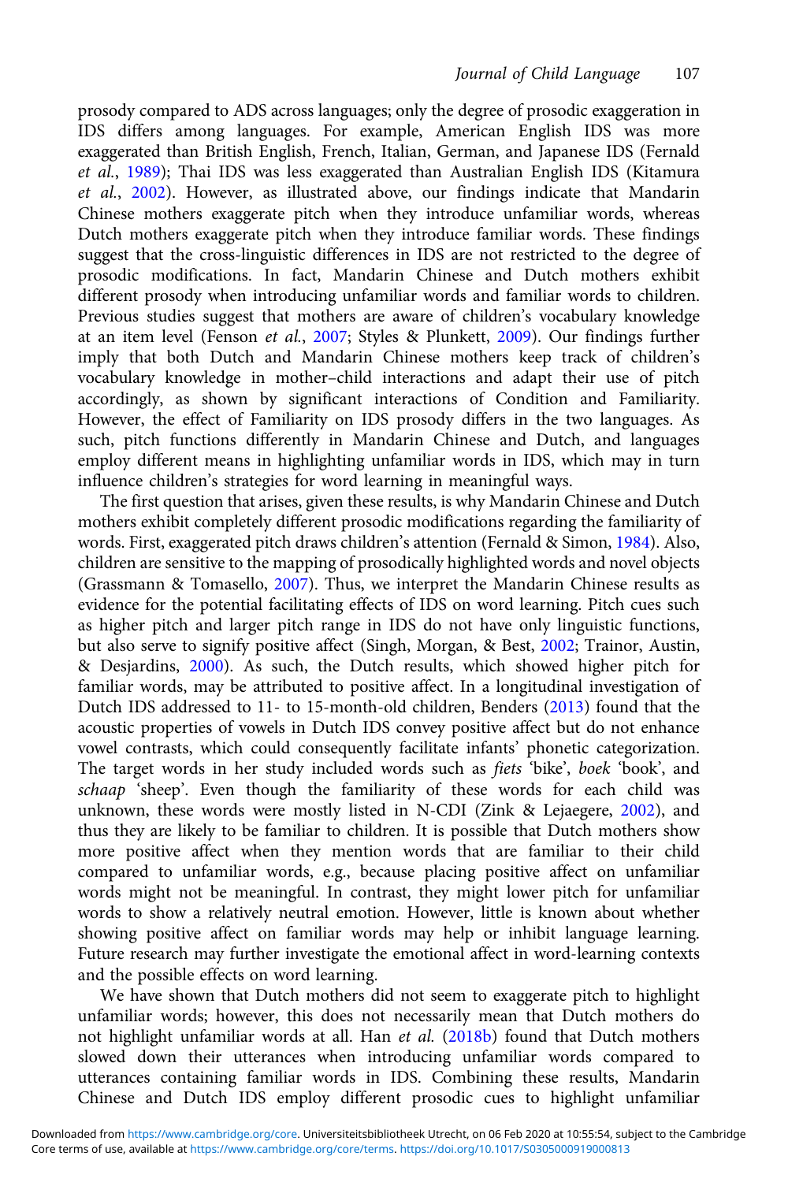prosody compared to ADS across languages; only the degree of prosodic exaggeration in IDS differs among languages. For example, American English IDS was more exaggerated than British English, French, Italian, German, and Japanese IDS (Fernald *et al.*, 1989); Thai IDS was less exaggerated than Australian English IDS (Kitamura *et al.*, 2002). However, as illustrated above, our findings indicate that Mandarin Chinese mothers exaggerate pitch when they introduce unfamiliar words, whereas Dutch mothers exaggerate pitch when they introduce familiar words. These findings suggest that the cross-linguistic differences in IDS are not restricted to the degree of prosodic modifications. In fact, Mandarin Chinese and Dutch mothers exhibit different prosody when introducing unfamiliar words and familiar words to children. Previous studies suggest that mothers are aware of children's vocabulary knowledge at an item level (Fenson *et al.*, 2007; Styles & Plunkett, 2009). Our findings further imply that both Dutch and Mandarin Chinese mothers keep track of children's vocabulary knowledge in mother–child interactions and adapt their use of pitch accordingly, as shown by significant interactions of Condition and Familiarity. However, the effect of Familiarity on IDS prosody differs in the two languages. As such, pitch functions differently in Mandarin Chinese and Dutch, and languages employ different means in highlighting unfamiliar words in IDS, which may in turn influence children's strategies for word learning in meaningful ways.

The first question that arises, given these results, is why Mandarin Chinese and Dutch mothers exhibit completely different prosodic modifications regarding the familiarity of words. First, exaggerated pitch draws children's attention (Fernald & Simon, 1984). Also, children are sensitive to the mapping of prosodically highlighted words and novel objects (Grassmann & Tomasello, 2007). Thus, we interpret the Mandarin Chinese results as evidence for the potential facilitating effects of IDS on word learning. Pitch cues such as higher pitch and larger pitch range in IDS do not have only linguistic functions, but also serve to signify positive affect (Singh, Morgan, & Best, 2002; Trainor, Austin, & Desjardins, 2000). As such, the Dutch results, which showed higher pitch for familiar words, may be attributed to positive affect. In a longitudinal investigation of Dutch IDS addressed to 11- to 15-month-old children, Benders (2013) found that the acoustic properties of vowels in Dutch IDS convey positive affect but do not enhance vowel contrasts, which could consequently facilitate infants' phonetic categorization. The target words in her study included words such as *fiets* 'bike', *boek* 'book', and *schaap* 'sheep'. Even though the familiarity of these words for each child was unknown, these words were mostly listed in N-CDI (Zink & Lejaegere, 2002), and thus they are likely to be familiar to children. It is possible that Dutch mothers show more positive affect when they mention words that are familiar to their child compared to unfamiliar words, e.g., because placing positive affect on unfamiliar words might not be meaningful. In contrast, they might lower pitch for unfamiliar words to show a relatively neutral emotion. However, little is known about whether showing positive affect on familiar words may help or inhibit language learning. Future research may further investigate the emotional affect in word-learning contexts and the possible effects on word learning.

We have shown that Dutch mothers did not seem to exaggerate pitch to highlight unfamiliar words; however, this does not necessarily mean that Dutch mothers do not highlight unfamiliar words at all. Han *et al.* (2018b) found that Dutch mothers slowed down their utterances when introducing unfamiliar words compared to utterances containing familiar words in IDS. Combining these results, Mandarin Chinese and Dutch IDS employ different prosodic cues to highlight unfamiliar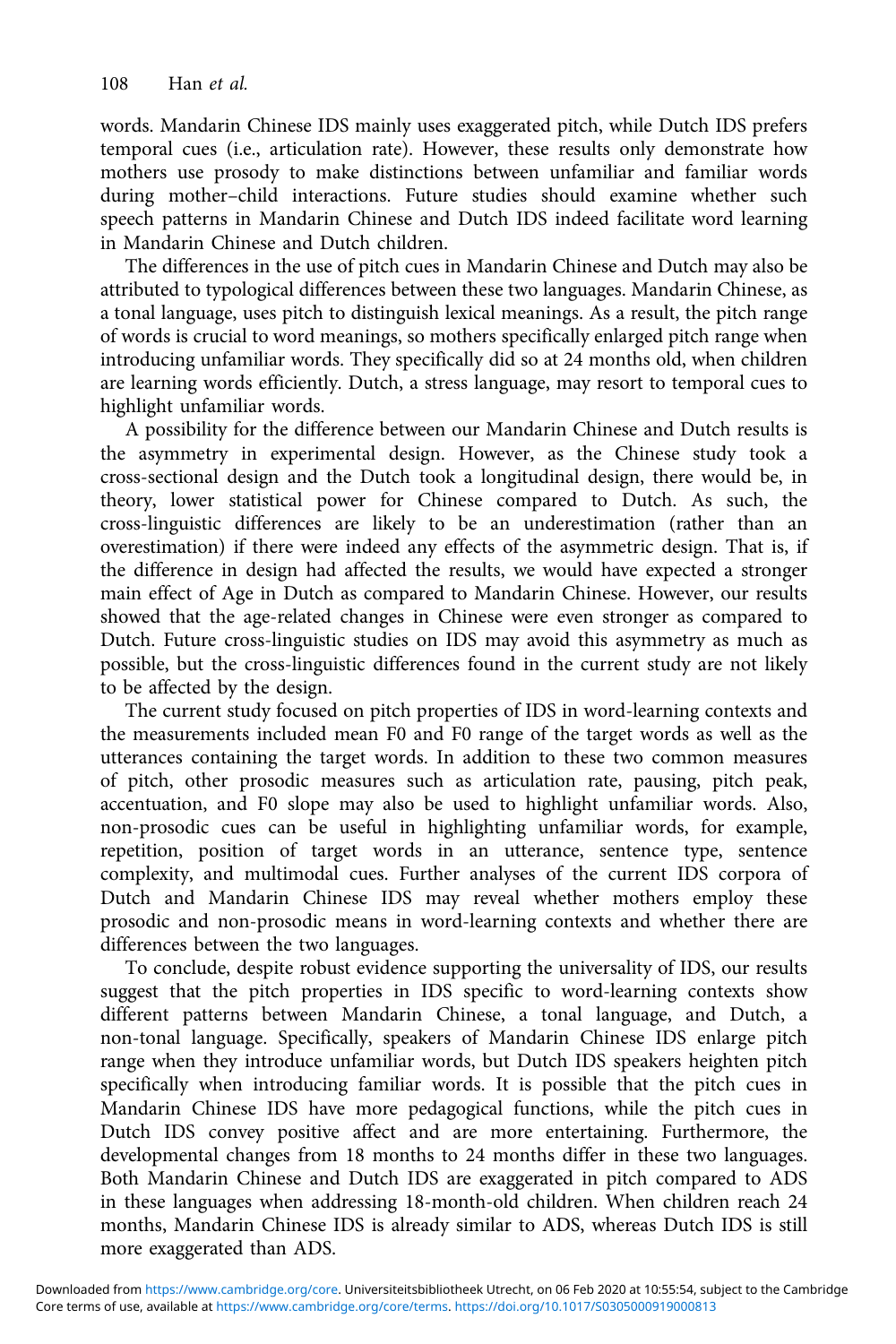words. Mandarin Chinese IDS mainly uses exaggerated pitch, while Dutch IDS prefers temporal cues (i.e., articulation rate). However, these results only demonstrate how mothers use prosody to make distinctions between unfamiliar and familiar words during mother–child interactions. Future studies should examine whether such speech patterns in Mandarin Chinese and Dutch IDS indeed facilitate word learning in Mandarin Chinese and Dutch children.

The differences in the use of pitch cues in Mandarin Chinese and Dutch may also be attributed to typological differences between these two languages. Mandarin Chinese, as a tonal language, uses pitch to distinguish lexical meanings. As a result, the pitch range of words is crucial to word meanings, so mothers specifically enlarged pitch range when introducing unfamiliar words. They specifically did so at 24 months old, when children are learning words efficiently. Dutch, a stress language, may resort to temporal cues to highlight unfamiliar words.

A possibility for the difference between our Mandarin Chinese and Dutch results is the asymmetry in experimental design. However, as the Chinese study took a cross-sectional design and the Dutch took a longitudinal design, there would be, in theory, lower statistical power for Chinese compared to Dutch. As such, the cross-linguistic differences are likely to be an underestimation (rather than an overestimation) if there were indeed any effects of the asymmetric design. That is, if the difference in design had affected the results, we would have expected a stronger main effect of Age in Dutch as compared to Mandarin Chinese. However, our results showed that the age-related changes in Chinese were even stronger as compared to Dutch. Future cross-linguistic studies on IDS may avoid this asymmetry as much as possible, but the cross-linguistic differences found in the current study are not likely to be affected by the design.

The current study focused on pitch properties of IDS in word-learning contexts and the measurements included mean F0 and F0 range of the target words as well as the utterances containing the target words. In addition to these two common measures of pitch, other prosodic measures such as articulation rate, pausing, pitch peak, accentuation, and F0 slope may also be used to highlight unfamiliar words. Also, non-prosodic cues can be useful in highlighting unfamiliar words, for example, repetition, position of target words in an utterance, sentence type, sentence complexity, and multimodal cues. Further analyses of the current IDS corpora of Dutch and Mandarin Chinese IDS may reveal whether mothers employ these prosodic and non-prosodic means in word-learning contexts and whether there are differences between the two languages.

To conclude, despite robust evidence supporting the universality of IDS, our results suggest that the pitch properties in IDS specific to word-learning contexts show different patterns between Mandarin Chinese, a tonal language, and Dutch, a non-tonal language. Specifically, speakers of Mandarin Chinese IDS enlarge pitch range when they introduce unfamiliar words, but Dutch IDS speakers heighten pitch specifically when introducing familiar words. It is possible that the pitch cues in Mandarin Chinese IDS have more pedagogical functions, while the pitch cues in Dutch IDS convey positive affect and are more entertaining. Furthermore, the developmental changes from 18 months to 24 months differ in these two languages. Both Mandarin Chinese and Dutch IDS are exaggerated in pitch compared to ADS in these languages when addressing 18-month-old children. When children reach 24 months, Mandarin Chinese IDS is already similar to ADS, whereas Dutch IDS is still more exaggerated than ADS.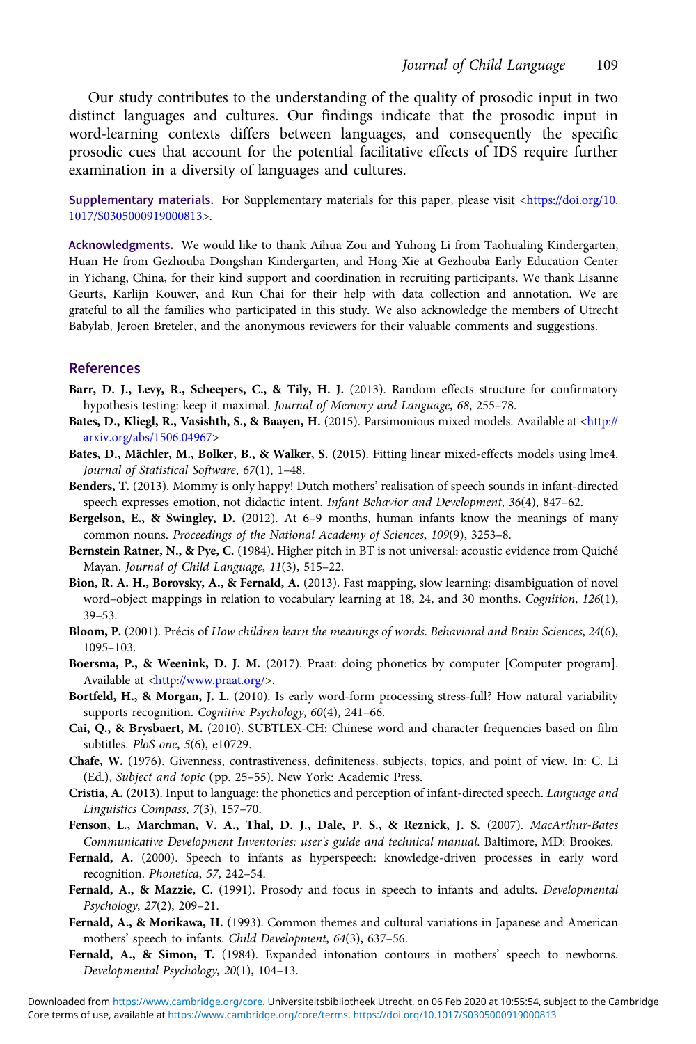Our study contributes to the understanding of the quality of prosodic input in two distinct languages and cultures. Our findings indicate that the prosodic input in word-learning contexts differs between languages, and consequently the specific prosodic cues that account for the potential facilitative effects of IDS require further examination in a diversity of languages and cultures.

**Supplementary materials.** For Supplementary materials for this paper, please visit <https://doi.org/10.1017/S0305000919000813>.

**Acknowledgments.** We would like to thank Aihua Zou and Yuhong Li from Taohualing Kindergarten, Huan He from Gezhouba Dongshan Kindergarten, and Hong Xie at Gezhouba Early Education Center in Yichang, China, for their kind support and coordination in recruiting participants. We thank Lisanne Geurts, Karlijn Kouwer, and Run Chai for their help with data collection and annotation. We are grateful to all the families who participated in this study. We also acknowledge the members of Utrecht Babylab, Jeroen Breteler, and the anonymous reviewers for their valuable comments and suggestions.

## References

**Barr, D. J., Levy, R., Scheepers, C., & Tily, H. J.** (2013). Random effects structure for confirmatory hypothesis testing: keep it maximal. *Journal of Memory and Language*, *68*, 255–78.

**Bates, D., Kliegl, R., Vasishth, S., & Baayen, H.** (2015). Parsimonious mixed models. Available at <http://arxiv.org/abs/1506.04967>

**Bates, D., Mächler, M., Bolker, B., & Walker, S.** (2015). Fitting linear mixed-effects models using lme4. *Journal of Statistical Software*, *67*(1), 1–48.

**Benders, T.** (2013). Mommy is only happy! Dutch mothers' realisation of speech sounds in infant-directed speech expresses emotion, not didactic intent. *Infant Behavior and Development*, *36*(4), 847–62.

**Bergelson, E., & Swingley, D.** (2012). At 6–9 months, human infants know the meanings of many common nouns. *Proceedings of the National Academy of Sciences*, *109*(9), 3253–8.

**Bernstein Ratner, N., & Pye, C.** (1984). Higher pitch in BT is not universal: acoustic evidence from Quiché Mayan. *Journal of Child Language*, *11*(3), 515–22.

**Bion, R. A. H., Borovsky, A., & Fernald, A.** (2013). Fast mapping, slow learning: disambiguation of novel word–object mappings in relation to vocabulary learning at 18, 24, and 30 months. *Cognition*, *126*(1), 39–53.

**Bloom, P.** (2001). Précis of *How children learn the meanings of words*. *Behavioral and Brain Sciences*, *24*(6), 1095–103.

**Boersma, P., & Weenink, D. J. M.** (2017). Praat: doing phonetics by computer [Computer program]. Available at <http://www.praat.org/>.

**Bortfeld, H., & Morgan, J. L.** (2010). Is early word-form processing stress-full? How natural variability supports recognition. *Cognitive Psychology*, *60*(4), 241–66.

**Cai, Q., & Brysbaert, M.** (2010). SUBTLEX-CH: Chinese word and character frequencies based on film subtitles. *PloS one*, *5*(6), e10729.

**Chafe, W.** (1976). Givenness, contrastiveness, definiteness, subjects, topics, and point of view. In: C. Li (Ed.), *Subject and topic* (pp. 25–55). New York: Academic Press.

**Cristia, A.** (2013). Input to language: the phonetics and perception of infant-directed speech. *Language and Linguistics Compass*, *7*(3), 157–70.

**Fenson, L., Marchman, V. A., Thal, D. J., Dale, P. S., & Reznick, J. S.** (2007). *MacArthur-Bates Communicative Development Inventories: user's guide and technical manual.* Baltimore, MD: Brookes.

**Fernald, A.** (2000). Speech to infants as hyperspeech: knowledge-driven processes in early word recognition. *Phonetica*, *57*, 242–54.

**Fernald, A., & Mazzie, C.** (1991). Prosody and focus in speech to infants and adults. *Developmental Psychology*, *27*(2), 209–21.

**Fernald, A., & Morikawa, H.** (1993). Common themes and cultural variations in Japanese and American mothers' speech to infants. *Child Development*, *64*(3), 637–56.

**Fernald, A., & Simon, T.** (1984). Expanded intonation contours in mothers' speech to newborns. *Developmental Psychology*, *20*(1), 104–13.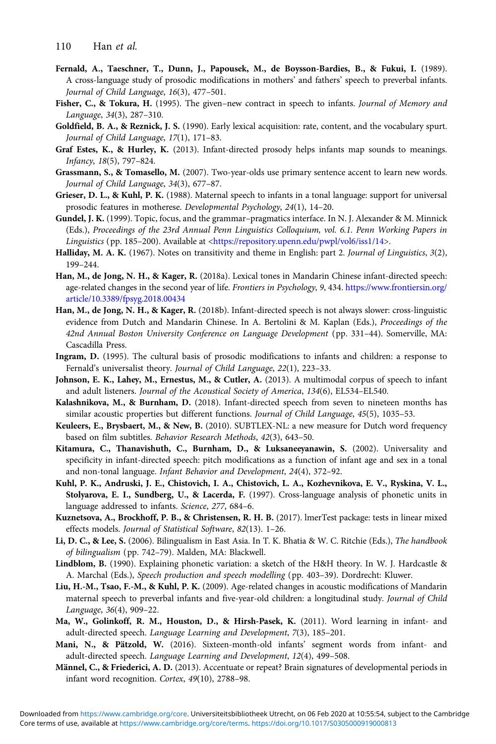**Fernald, A., Taeschner, T., Dunn, J., Papousek, M., de Boysson-Bardies, B., & Fukui, I.** (1989). A cross-language study of prosodic modifications in mothers' and fathers' speech to preverbal infants. *Journal of Child Language*, *16*(3), 477–501.

**Fisher, C., & Tokura, H.** (1995). The given–new contract in speech to infants. *Journal of Memory and Language*, *34*(3), 287–310.

**Goldfield, B. A., & Reznick, J. S.** (1990). Early lexical acquisition: rate, content, and the vocabulary spurt. *Journal of Child Language*, *17*(1), 171–83.

**Graf Estes, K., & Hurley, K.** (2013). Infant-directed prosody helps infants map sounds to meanings. *Infancy*, *18*(5), 797–824.

**Grassmann, S., & Tomasello, M.** (2007). Two-year-olds use primary sentence accent to learn new words. *Journal of Child Language*, *34*(3), 677–87.

**Grieser, D. L., & Kuhl, P. K.** (1988). Maternal speech to infants in a tonal language: support for universal prosodic features in motherese. *Developmental Psychology*, *24*(1), 14–20.

**Gundel, J. K.** (1999). Topic, focus, and the grammar–pragmatics interface. In N. J. Alexander & M. Minnick (Eds.), *Proceedings of the 23rd Annual Penn Linguistics Colloquium, vol. 6.1. Penn Working Papers in Linguistics* (pp. 185–200). Available at <https://repository.upenn.edu/pwpl/vol6/iss1/14>.

**Halliday, M. A. K.** (1967). Notes on transitivity and theme in English: part 2. *Journal of Linguistics*, *3*(2), 199–244.

**Han, M., de Jong, N. H., & Kager, R.** (2018a). Lexical tones in Mandarin Chinese infant-directed speech: age-related changes in the second year of life. *Frontiers in Psychology*, *9*, 434. https://www.frontiersin.org/article/10.3389/fpsyg.2018.00434

**Han, M., de Jong, N. H., & Kager, R.** (2018b). Infant-directed speech is not always slower: cross-linguistic evidence from Dutch and Mandarin Chinese. In A. Bertolini & M. Kaplan (Eds.), *Proceedings of the 42nd Annual Boston University Conference on Language Development* (pp. 331–44). Somerville, MA: Cascadilla Press.

**Ingram, D.** (1995). The cultural basis of prosodic modifications to infants and children: a response to Fernald's universalist theory. *Journal of Child Language*, *22*(1), 223–33.

**Johnson, E. K., Lahey, M., Ernestus, M., & Cutler, A.** (2013). A multimodal corpus of speech to infant and adult listeners. *Journal of the Acoustical Society of America*, *134*(6), EL534–EL540.

**Kalashnikova, M., & Burnham, D.** (2018). Infant-directed speech from seven to nineteen months has similar acoustic properties but different functions. *Journal of Child Language*, *45*(5), 1035–53.

**Keuleers, E., Brysbaert, M., & New, B.** (2010). SUBTLEX-NL: a new measure for Dutch word frequency based on film subtitles. *Behavior Research Methods*, *42*(3), 643–50.

**Kitamura, C., Thanavishuth, C., Burnham, D., & Luksaneeyanawin, S.** (2002). Universality and specificity in infant-directed speech: pitch modifications as a function of infant age and sex in a tonal and non-tonal language. *Infant Behavior and Development*, *24*(4), 372–92.

**Kuhl, P. K., Andruski, J. E., Chistovich, I. A., Chistovich, L. A., Kozhevnikova, E. V., Ryskina, V. L., Stolyarova, E. I., Sundberg, U., & Lacerda, F.** (1997). Cross-language analysis of phonetic units in language addressed to infants. *Science*, *277*, 684–6.

**Kuznetsova, A., Brockhoff, P. B., & Christensen, R. H. B.** (2017). lmerTest package: tests in linear mixed effects models. *Journal of Statistical Software*, *82*(13). 1–26.

**Li, D. C., & Lee, S.** (2006). Bilingualism in East Asia. In T. K. Bhatia & W. C. Ritchie (Eds.), *The handbook of bilingualism* (pp. 742–79). Malden, MA: Blackwell.

**Lindblom, B.** (1990). Explaining phonetic variation: a sketch of the H&H theory. In W. J. Hardcastle & A. Marchal (Eds.), *Speech production and speech modelling* (pp. 403–39). Dordrecht: Kluwer.

**Liu, H.-M., Tsao, F.-M., & Kuhl, P. K.** (2009). Age-related changes in acoustic modifications of Mandarin maternal speech to preverbal infants and five-year-old children: a longitudinal study. *Journal of Child Language*, *36*(4), 909–22.

**Ma, W., Golinkoff, R. M., Houston, D., & Hirsh-Pasek, K.** (2011). Word learning in infant- and adult-directed speech. *Language Learning and Development*, *7*(3), 185–201.

**Mani, N., & Pätzold, W.** (2016). Sixteen-month-old infants' segment words from infant- and adult-directed speech. *Language Learning and Development*, *12*(4), 499–508.

**Männel, C., & Friederici, A. D.** (2013). Accentuate or repeat? Brain signatures of developmental periods in infant word recognition. *Cortex*, *49*(10), 2788–98.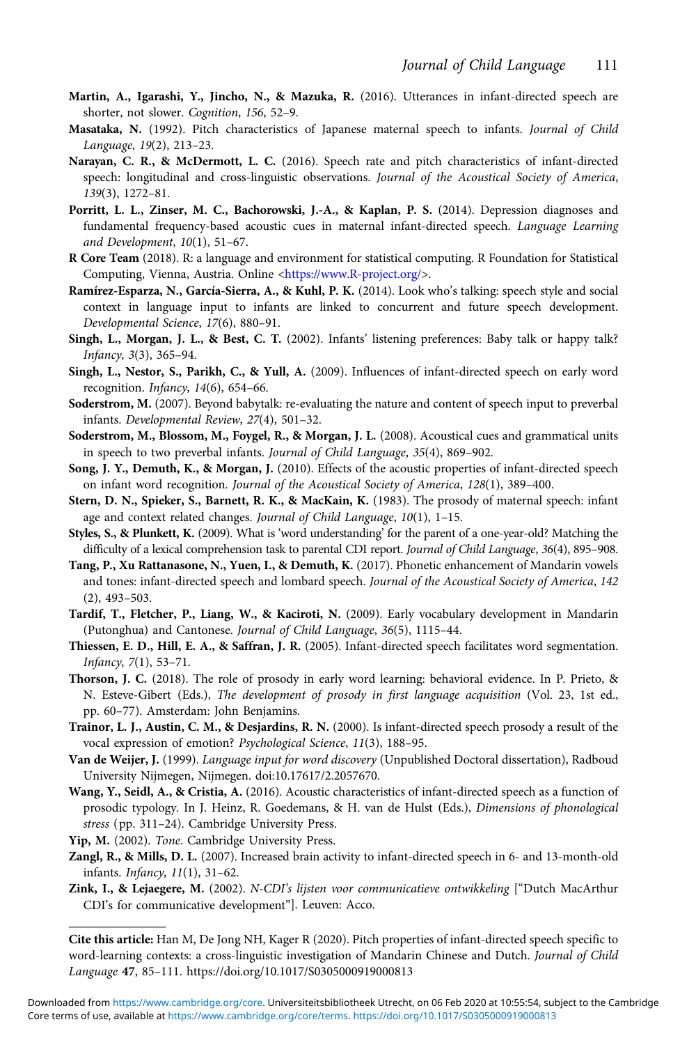**Martin, A., Igarashi, Y., Jincho, N., & Mazuka, R.** (2016). Utterances in infant-directed speech are shorter, not slower. *Cognition*, *156*, 52–9.

**Masataka, N.** (1992). Pitch characteristics of Japanese maternal speech to infants. *Journal of Child Language*, *19*(2), 213–23.

**Narayan, C. R., & McDermott, L. C.** (2016). Speech rate and pitch characteristics of infant-directed speech: longitudinal and cross-linguistic observations. *Journal of the Acoustical Society of America*, *139*(3), 1272–81.

**Porritt, L. L., Zinser, M. C., Bachorowski, J.-A., & Kaplan, P. S.** (2014). Depression diagnoses and fundamental frequency-based acoustic cues in maternal infant-directed speech. *Language Learning and Development*, *10*(1), 51–67.

**R Core Team** (2018). R: a language and environment for statistical computing. R Foundation for Statistical Computing, Vienna, Austria. Online <https://www.R-project.org/>.

**Ramírez-Esparza, N., García-Sierra, A., & Kuhl, P. K.** (2014). Look who's talking: speech style and social context in language input to infants are linked to concurrent and future speech development. *Developmental Science*, *17*(6), 880–91.

**Singh, L., Morgan, J. L., & Best, C. T.** (2002). Infants' listening preferences: Baby talk or happy talk? *Infancy*, *3*(3), 365–94.

**Singh, L., Nestor, S., Parikh, C., & Yull, A.** (2009). Influences of infant-directed speech on early word recognition. *Infancy*, *14*(6), 654–66.

**Soderstrom, M.** (2007). Beyond babytalk: re-evaluating the nature and content of speech input to preverbal infants. *Developmental Review*, *27*(4), 501–32.

**Soderstrom, M., Blossom, M., Foygel, R., & Morgan, J. L.** (2008). Acoustical cues and grammatical units in speech to two preverbal infants. *Journal of Child Language*, *35*(4), 869–902.

**Song, J. Y., Demuth, K., & Morgan, J.** (2010). Effects of the acoustic properties of infant-directed speech on infant word recognition. *Journal of the Acoustical Society of America*, *128*(1), 389–400.

**Stern, D. N., Spieker, S., Barnett, R. K., & MacKain, K.** (1983). The prosody of maternal speech: infant age and context related changes. *Journal of Child Language*, *10*(1), 1–15.

**Styles, S., & Plunkett, K.** (2009). What is 'word understanding' for the parent of a one-year-old? Matching the difficulty of a lexical comprehension task to parental CDI report. *Journal of Child Language*, *36*(4), 895–908.

**Tang, P., Xu Rattanasone, N., Yuen, I., & Demuth, K.** (2017). Phonetic enhancement of Mandarin vowels and tones: infant-directed speech and lombard speech. *Journal of the Acoustical Society of America*, *142* (2), 493–503.

**Tardif, T., Fletcher, P., Liang, W., & Kaciroti, N.** (2009). Early vocabulary development in Mandarin (Putonghua) and Cantonese. *Journal of Child Language*, *36*(5), 1115–44.

**Thiessen, E. D., Hill, E. A., & Saffran, J. R.** (2005). Infant-directed speech facilitates word segmentation. *Infancy*, *7*(1), 53–71.

**Thorson, J. C.** (2018). The role of prosody in early word learning: behavioral evidence. In P. Prieto, & N. Esteve-Gibert (Eds.), *The development of prosody in first language acquisition* (Vol. 23, 1st ed., pp. 60–77). Amsterdam: John Benjamins.

**Trainor, L. J., Austin, C. M., & Desjardins, R. N.** (2000). Is infant-directed speech prosody a result of the vocal expression of emotion? *Psychological Science*, *11*(3), 188–95.

**Van de Weijer, J.** (1999). *Language input for word discovery* (Unpublished Doctoral dissertation), Radboud University Nijmegen, Nijmegen. doi:10.17617/2.2057670.

**Wang, Y., Seidl, A., & Cristia, A.** (2016). Acoustic characteristics of infant-directed speech as a function of prosodic typology. In J. Heinz, R. Goedemans, & H. van de Hulst (Eds.), *Dimensions of phonological stress* (pp. 311–24). Cambridge University Press.

**Yip, M.** (2002). *Tone*. Cambridge University Press.

**Zangl, R., & Mills, D. L.** (2007). Increased brain activity to infant-directed speech in 6- and 13-month-old infants. *Infancy*, *11*(1), 31–62.

**Zink, I., & Lejaegere, M.** (2002). *N-CDI's lijsten voor communicatieve ontwikkeling* ["Dutch MacArthur CDI's for communicative development"]. Leuven: Acco.

---

**Cite this article:** Han M, De Jong NH, Kager R (2020). Pitch properties of infant-directed speech specific to word-learning contexts: a cross-linguistic investigation of Mandarin Chinese and Dutch. *Journal of Child Language* **47**, 85–111. https://doi.org/10.1017/S0305000919000813